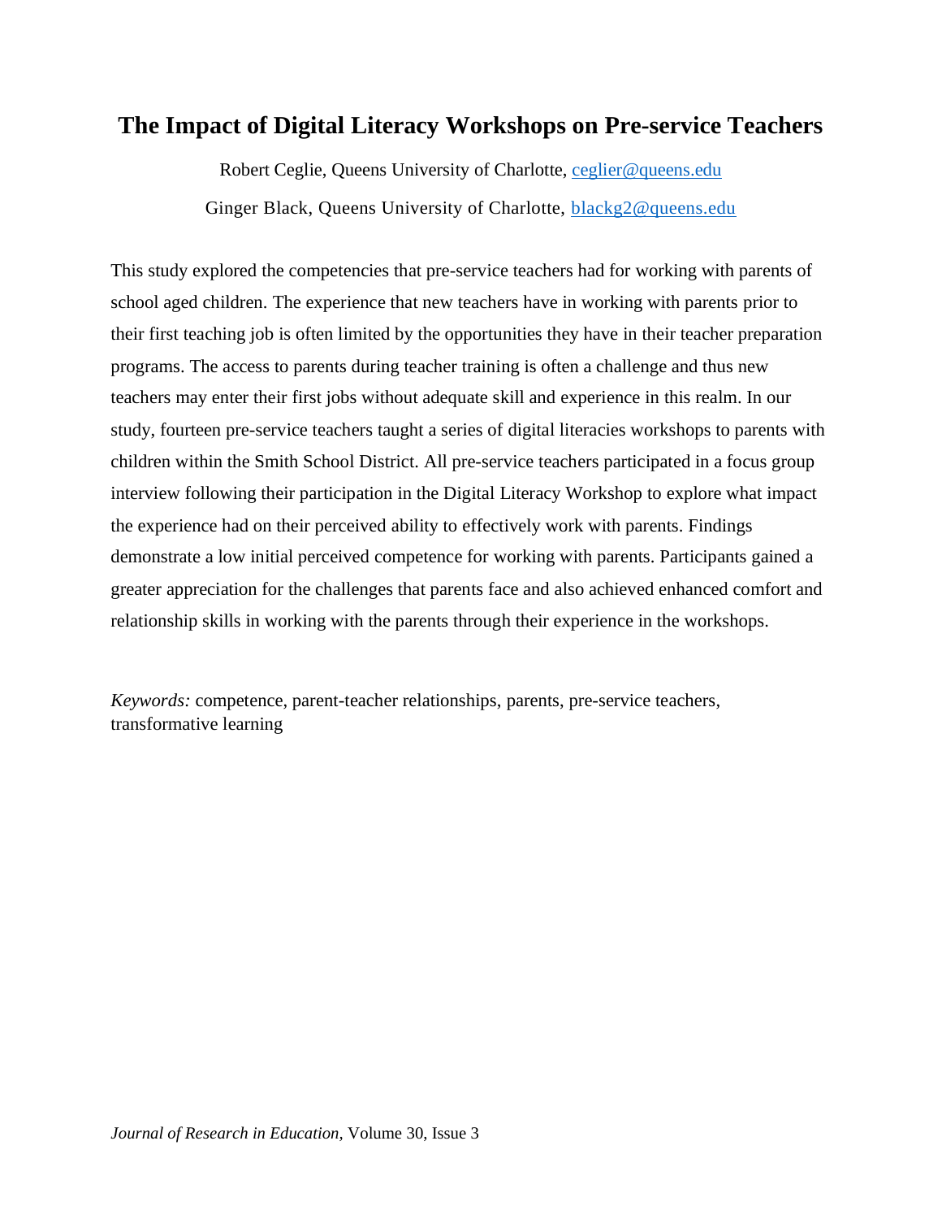# The Impact of Digital Literacy Workshops on Pre-service Teachers

Robert Ceglie, Queens University of Charlotte, ceglier@queens.edu

Ginger Black, Queens University of Charlotte, blackg2@queens.edu

This study explored the competencies that pre-service teachers had for working with parents of school aged children. The experience that new teachers have in working with parents prior to their first teaching job is often limited by the opportunities they have in their teacher preparation programs. The access to parents during teacher training is often a challenge and thus new teachers may enter their first jobs without adequate skill and experience in this realm. In our study, fourteen pre-service teachers taught a series of digital literacies workshops to parents with children within the Smith School District. All pre-service teachers participated in a focus group interview following their participation in the Digital Literacy Workshop to explore what impact the experience had on their perceived ability to effectively work with parents. Findings demonstrate a low initial perceived competence for working with parents. Participants gained a greater appreciation for the challenges that parents face and also achieved enhanced comfort and relationship skills in working with the parents through their experience in the workshops.

*Keywords:* competence, parent-teacher relationships, parents, pre-service teachers, transformative learning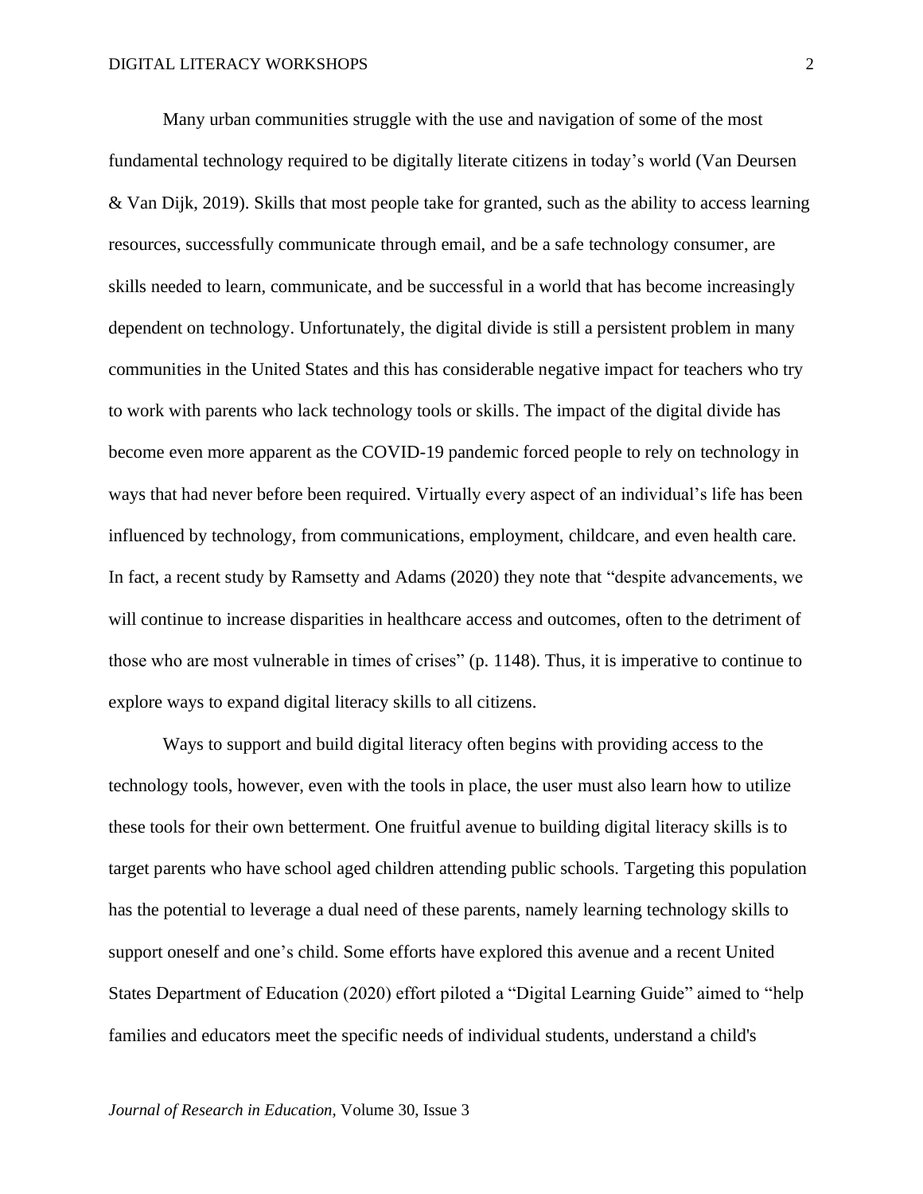Many urban communities struggle with the use and navigation of some of the most fundamental technology required to be digitally literate citizens in today's world (Van Deursen & Van Dijk, 2019). Skills that most people take for granted, such as the ability to access learning resources, successfully communicate through email, and be a safe technology consumer, are skills needed to learn, communicate, and be successful in a world that has become increasingly dependent on technology. Unfortunately, the digital divide is still a persistent problem in many communities in the United States and this has considerable negative impact for teachers who try to work with parents who lack technology tools or skills. The impact of the digital divide has become even more apparent as the COVID-19 pandemic forced people to rely on technology in ways that had never before been required. Virtually every aspect of an individual's life has been influenced by technology, from communications, employment, childcare, and even health care. In fact, a recent study by Ramsetty and Adams (2020) they note that "despite advancements, we will continue to increase disparities in healthcare access and outcomes, often to the detriment of those who are most vulnerable in times of crises" (p. 1148). Thus, it is imperative to continue to explore ways to expand digital literacy skills to all citizens.

Ways to support and build digital literacy often begins with providing access to the technology tools, however, even with the tools in place, the user must also learn how to utilize these tools for their own betterment. One fruitful avenue to building digital literacy skills is to target parents who have school aged children attending public schools. Targeting this population has the potential to leverage a dual need of these parents, namely learning technology skills to support oneself and one's child. Some efforts have explored this avenue and a recent United States Department of Education (2020) effort piloted a "Digital Learning Guide" aimed to "help families and educators meet the specific needs of individual students, understand a child's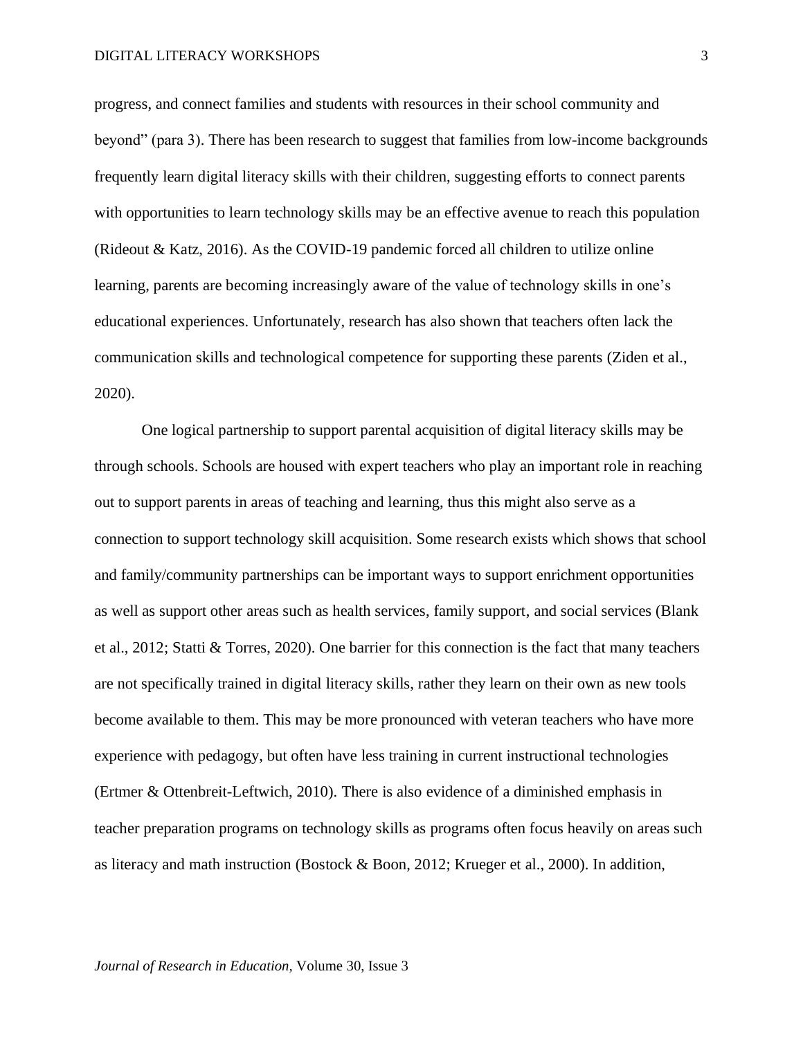progress, and connect families and students with resources in their school community and beyond" (para 3). There has been research to suggest that families from low-income backgrounds frequently learn digital literacy skills with their children, suggesting efforts to connect parents with opportunities to learn technology skills may be an effective avenue to reach this population (Rideout & Katz, 2016). As the COVID-19 pandemic forced all children to utilize online learning, parents are becoming increasingly aware of the value of technology skills in one's educational experiences. Unfortunately, research has also shown that teachers often lack the communication skills and technological competence for supporting these parents (Ziden et al., 2020).

One logical partnership to support parental acquisition of digital literacy skills may be through schools. Schools are housed with expert teachers who play an important role in reaching out to support parents in areas of teaching and learning, thus this might also serve as a connection to support technology skill acquisition. Some research exists which shows that school and family/community partnerships can be important ways to support enrichment opportunities as well as support other areas such as health services, family support, and social services (Blank et al., 2012; Statti & Torres, 2020). One barrier for this connection is the fact that many teachers are not specifically trained in digital literacy skills, rather they learn on their own as new tools become available to them. This may be more pronounced with veteran teachers who have more experience with pedagogy, but often have less training in current instructional technologies (Ertmer & Ottenbreit-Leftwich, 2010). There is also evidence of a diminished emphasis in teacher preparation programs on technology skills as programs often focus heavily on areas such as literacy and math instruction (Bostock & Boon, 2012; Krueger et al., 2000). In addition,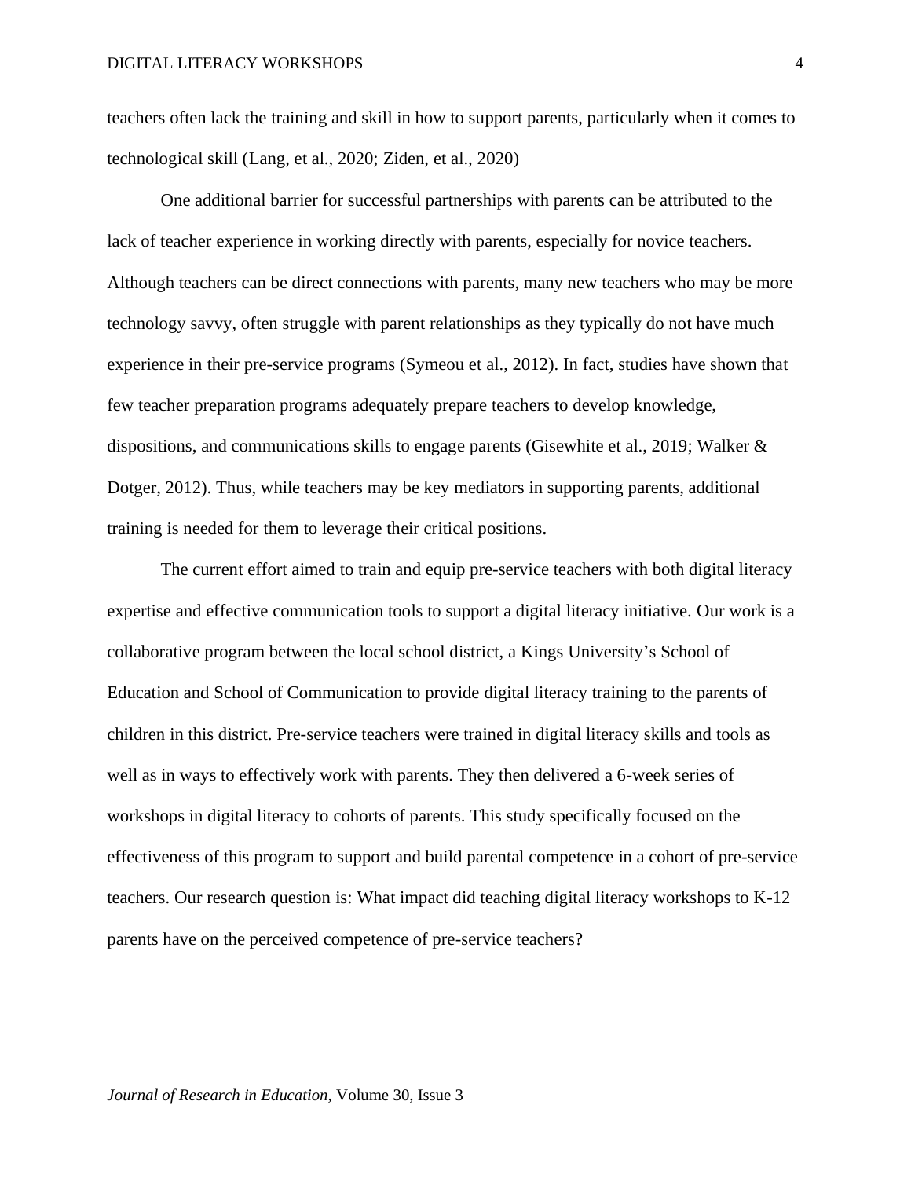teachers often lack the training and skill in how to support parents, particularly when it comes to technological skill (Lang, et al., 2020; Ziden, et al., 2020)

One additional barrier for successful partnerships with parents can be attributed to the lack of teacher experience in working directly with parents, especially for novice teachers. Although teachers can be direct connections with parents, many new teachers who may be more technology savvy, often struggle with parent relationships as they typically do not have much experience in their pre-service programs (Symeou et al., 2012). In fact, studies have shown that few teacher preparation programs adequately prepare teachers to develop knowledge, dispositions, and communications skills to engage parents (Gisewhite et al., 2019; Walker & Dotger, 2012). Thus, while teachers may be key mediators in supporting parents, additional training is needed for them to leverage their critical positions.

The current effort aimed to train and equip pre-service teachers with both digital literacy expertise and effective communication tools to support a digital literacy initiative. Our work is a collaborative program between the local school district, a Kings University's School of Education and School of Communication to provide digital literacy training to the parents of children in this district. Pre-service teachers were trained in digital literacy skills and tools as well as in ways to effectively work with parents. They then delivered a 6-week series of workshops in digital literacy to cohorts of parents. This study specifically focused on the effectiveness of this program to support and build parental competence in a cohort of pre-service teachers. Our research question is: What impact did teaching digital literacy workshops to K-12 parents have on the perceived competence of pre-service teachers?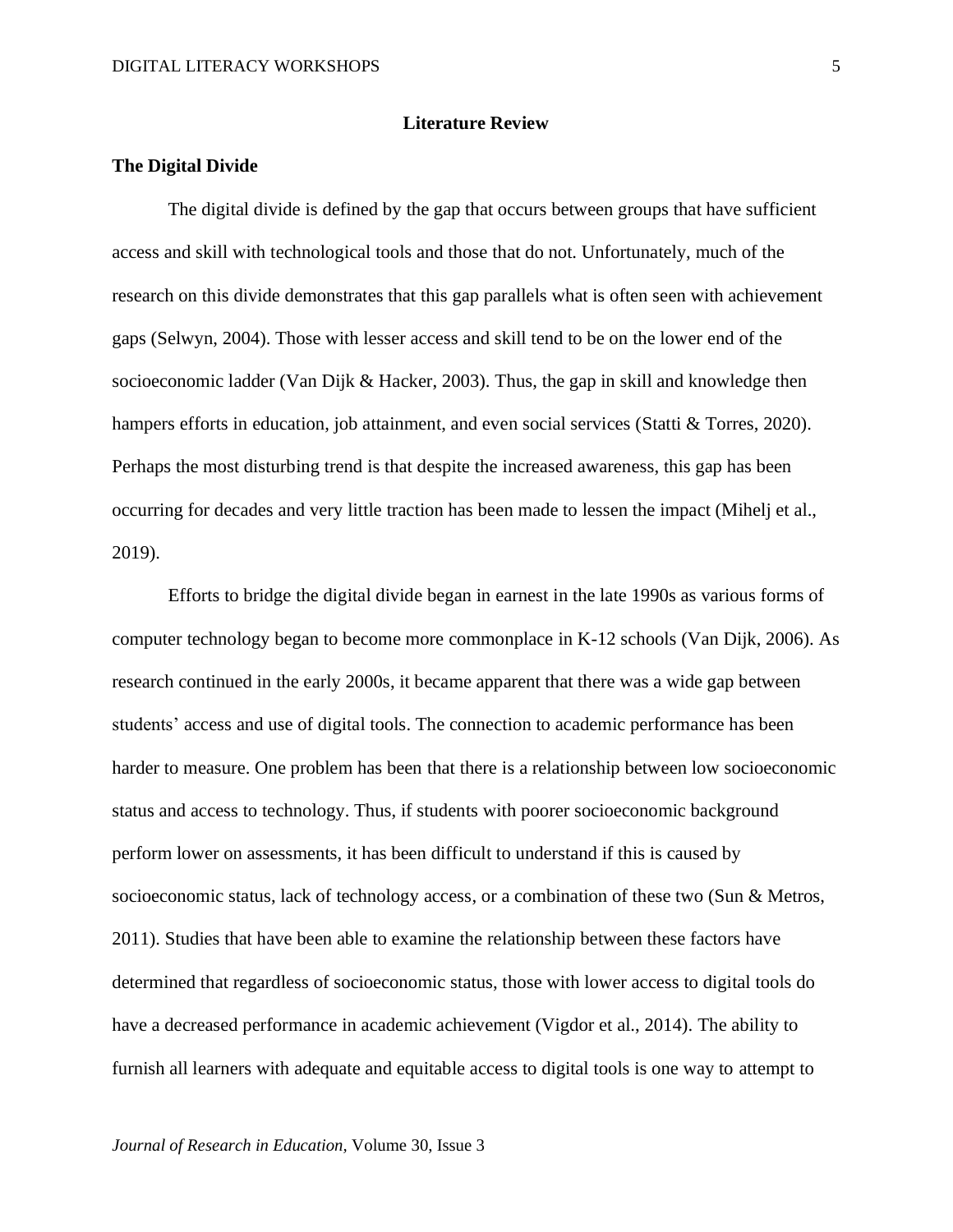## Literature Review

### The Digital Divide

The digital divide is defined by the gap that occurs between groups that have sufficient access and skill with technological tools and those that do not. Unfortunately, much of the research on this divide demonstrates that this gap parallels what is often seen with achievement gaps (Selwyn, 2004). Those with lesser access and skill tend to be on the lower end of the socioeconomic ladder (Van Dijk & Hacker, 2003). Thus, the gap in skill and knowledge then hampers efforts in education, job attainment, and even social services (Statti & Torres, 2020). Perhaps the most disturbing trend is that despite the increased awareness, this gap has been occurring for decades and very little traction has been made to lessen the impact (Mihelj et al., 2019).

Efforts to bridge the digital divide began in earnest in the late 1990s as various forms of computer technology began to become more commonplace in K-12 schools (Van Dijk, 2006). As research continued in the early 2000s, it became apparent that there was a wide gap between students' access and use of digital tools. The connection to academic performance has been harder to measure. One problem has been that there is a relationship between low socioeconomic status and access to technology. Thus, if students with poorer socioeconomic background perform lower on assessments, it has been difficult to understand if this is caused by socioeconomic status, lack of technology access, or a combination of these two (Sun & Metros, 2011). Studies that have been able to examine the relationship between these factors have determined that regardless of socioeconomic status, those with lower access to digital tools do have a decreased performance in academic achievement (Vigdor et al., 2014). The ability to furnish all learners with adequate and equitable access to digital tools is one way to attempt to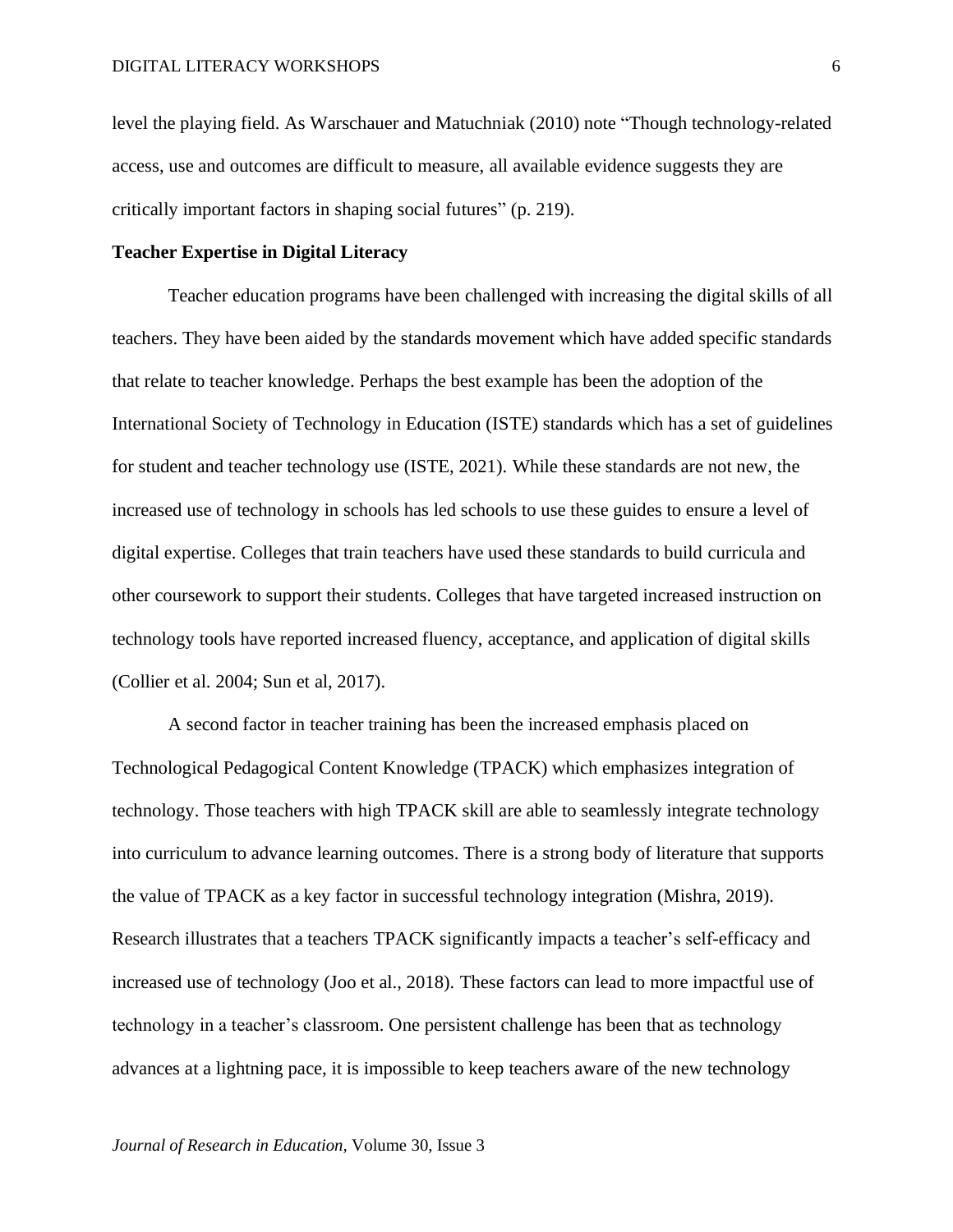level the playing field. As Warschauer and Matuchniak (2010) note "Though technology-related access, use and outcomes are difficult to measure, all available evidence suggests they are critically important factors in shaping social futures" (p. 219).

**Teacher Expertise in Digital Literacy**

Teacher education programs have been challenged with increasing the digital skills of all teachers. They have been aided by the standards movement which have added specific standards that relate to teacher knowledge. Perhaps the best example has been the adoption of the International Society of Technology in Education (ISTE) standards which has a set of guidelines for student and teacher technology use (ISTE, 2021). While these standards are not new, the increased use of technology in schools has led schools to use these guides to ensure a level of digital expertise. Colleges that train teachers have used these standards to build curricula and other coursework to support their students. Colleges that have targeted increased instruction on technology tools have reported increased fluency, acceptance, and application of digital skills (Collier et al. 2004; Sun et al, 2017).

A second factor in teacher training has been the increased emphasis placed on Technological Pedagogical Content Knowledge (TPACK) which emphasizes integration of technology. Those teachers with high TPACK skill are able to seamlessly integrate technology into curriculum to advance learning outcomes. There is a strong body of literature that supports the value of TPACK as a key factor in successful technology integration (Mishra, 2019). Research illustrates that a teachers TPACK significantly impacts a teacher's self-efficacy and increased use of technology (Joo et al., 2018). These factors can lead to more impactful use of technology in a teacher's classroom. One persistent challenge has been that as technology advances at a lightning pace, it is impossible to keep teachers aware of the new technology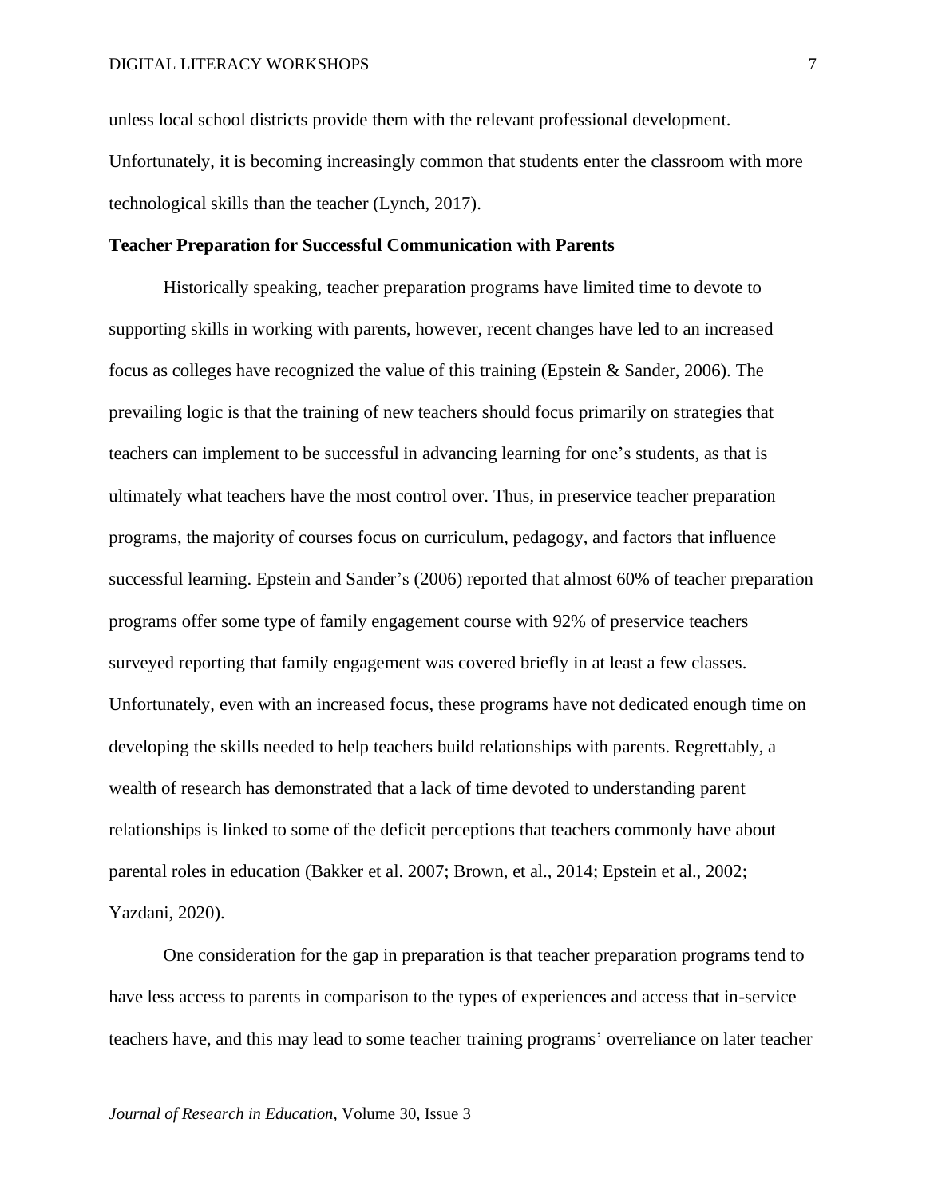unless local school districts provide them with the relevant professional development. Unfortunately, it is becoming increasingly common that students enter the classroom with more technological skills than the teacher (Lynch, 2017).

**Teacher Preparation for Successful Communication with Parents**

Historically speaking, teacher preparation programs have limited time to devote to supporting skills in working with parents, however, recent changes have led to an increased focus as colleges have recognized the value of this training (Epstein & Sander, 2006). The prevailing logic is that the training of new teachers should focus primarily on strategies that teachers can implement to be successful in advancing learning for one's students, as that is ultimately what teachers have the most control over. Thus, in preservice teacher preparation programs, the majority of courses focus on curriculum, pedagogy, and factors that influence successful learning. Epstein and Sander's (2006) reported that almost 60% of teacher preparation programs offer some type of family engagement course with 92% of preservice teachers surveyed reporting that family engagement was covered briefly in at least a few classes. Unfortunately, even with an increased focus, these programs have not dedicated enough time on developing the skills needed to help teachers build relationships with parents. Regrettably, a wealth of research has demonstrated that a lack of time devoted to understanding parent relationships is linked to some of the deficit perceptions that teachers commonly have about parental roles in education (Bakker et al. 2007; Brown, et al., 2014; Epstein et al., 2002; Yazdani, 2020).

One consideration for the gap in preparation is that teacher preparation programs tend to have less access to parents in comparison to the types of experiences and access that in-service teachers have, and this may lead to some teacher training programs' overreliance on later teacher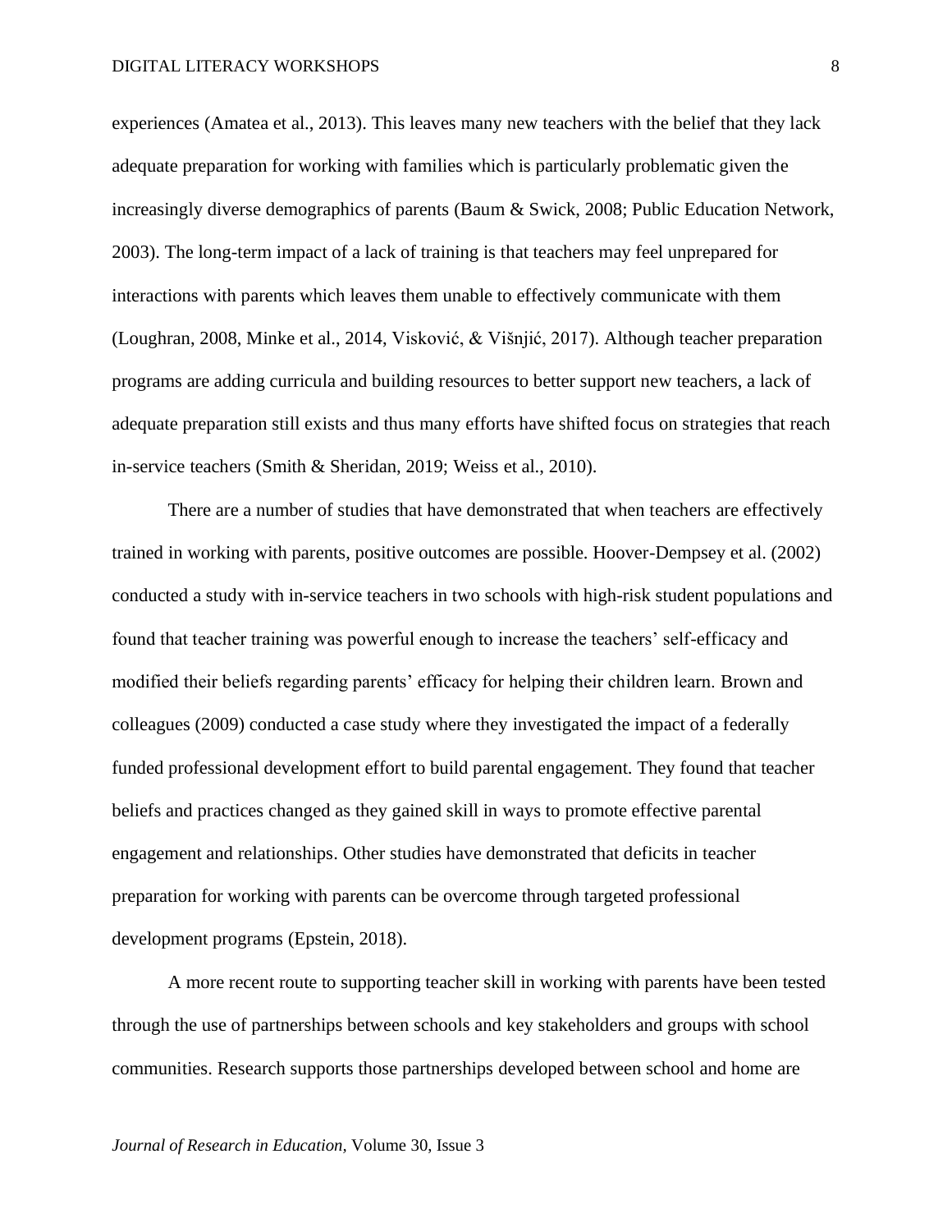experiences (Amatea et al., 2013). This leaves many new teachers with the belief that they lack adequate preparation for working with families which is particularly problematic given the increasingly diverse demographics of parents (Baum & Swick, 2008; Public Education Network, 2003). The long-term impact of a lack of training is that teachers may feel unprepared for interactions with parents which leaves them unable to effectively communicate with them (Loughran, 2008, Minke et al., 2014, Visković, & Višnjić, 2017). Although teacher preparation programs are adding curricula and building resources to better support new teachers, a lack of adequate preparation still exists and thus many efforts have shifted focus on strategies that reach in-service teachers (Smith & Sheridan, 2019; Weiss et al., 2010).

There are a number of studies that have demonstrated that when teachers are effectively trained in working with parents, positive outcomes are possible. Hoover-Dempsey et al. (2002) conducted a study with in-service teachers in two schools with high-risk student populations and found that teacher training was powerful enough to increase the teachers' self-efficacy and modified their beliefs regarding parents' efficacy for helping their children learn. Brown and colleagues (2009) conducted a case study where they investigated the impact of a federally funded professional development effort to build parental engagement. They found that teacher beliefs and practices changed as they gained skill in ways to promote effective parental engagement and relationships. Other studies have demonstrated that deficits in teacher preparation for working with parents can be overcome through targeted professional development programs (Epstein, 2018).

A more recent route to supporting teacher skill in working with parents have been tested through the use of partnerships between schools and key stakeholders and groups with school communities. Research supports those partnerships developed between school and home are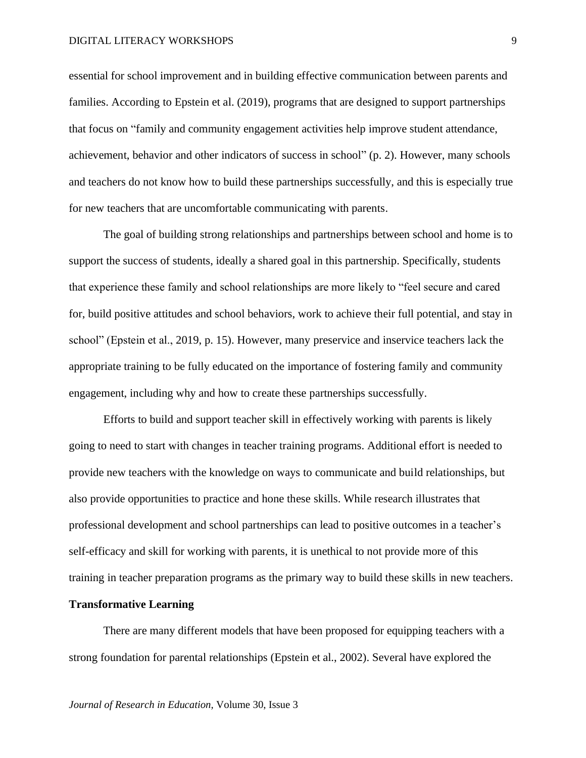essential for school improvement and in building effective communication between parents and families. According to Epstein et al. (2019), programs that are designed to support partnerships that focus on "family and community engagement activities help improve student attendance, achievement, behavior and other indicators of success in school" (p. 2). However, many schools and teachers do not know how to build these partnerships successfully, and this is especially true for new teachers that are uncomfortable communicating with parents.

The goal of building strong relationships and partnerships between school and home is to support the success of students, ideally a shared goal in this partnership. Specifically, students that experience these family and school relationships are more likely to "feel secure and cared for, build positive attitudes and school behaviors, work to achieve their full potential, and stay in school" (Epstein et al., 2019, p. 15). However, many preservice and inservice teachers lack the appropriate training to be fully educated on the importance of fostering family and community engagement, including why and how to create these partnerships successfully.

Efforts to build and support teacher skill in effectively working with parents is likely going to need to start with changes in teacher training programs. Additional effort is needed to provide new teachers with the knowledge on ways to communicate and build relationships, but also provide opportunities to practice and hone these skills. While research illustrates that professional development and school partnerships can lead to positive outcomes in a teacher's self-efficacy and skill for working with parents, it is unethical to not provide more of this training in teacher preparation programs as the primary way to build these skills in new teachers.

## Transformative Learning

There are many different models that have been proposed for equipping teachers with a strong foundation for parental relationships (Epstein et al., 2002). Several have explored the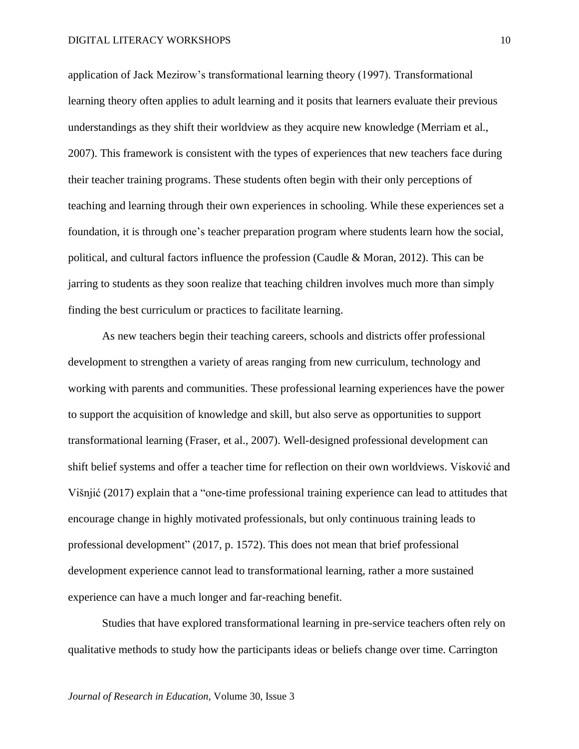application of Jack Mezirow's transformational learning theory (1997). Transformational learning theory often applies to adult learning and it posits that learners evaluate their previous understandings as they shift their worldview as they acquire new knowledge (Merriam et al., 2007). This framework is consistent with the types of experiences that new teachers face during their teacher training programs. These students often begin with their only perceptions of teaching and learning through their own experiences in schooling. While these experiences set a foundation, it is through one's teacher preparation program where students learn how the social, political, and cultural factors influence the profession (Caudle & Moran, 2012). This can be jarring to students as they soon realize that teaching children involves much more than simply finding the best curriculum or practices to facilitate learning.

As new teachers begin their teaching careers, schools and districts offer professional development to strengthen a variety of areas ranging from new curriculum, technology and working with parents and communities. These professional learning experiences have the power to support the acquisition of knowledge and skill, but also serve as opportunities to support transformational learning (Fraser, et al., 2007). Well-designed professional development can shift belief systems and offer a teacher time for reflection on their own worldviews. Visković and Višnjić (2017) explain that a "one-time professional training experience can lead to attitudes that encourage change in highly motivated professionals, but only continuous training leads to professional development" (2017, p. 1572). This does not mean that brief professional development experience cannot lead to transformational learning, rather a more sustained experience can have a much longer and far-reaching benefit.

Studies that have explored transformational learning in pre-service teachers often rely on qualitative methods to study how the participants ideas or beliefs change over time. Carrington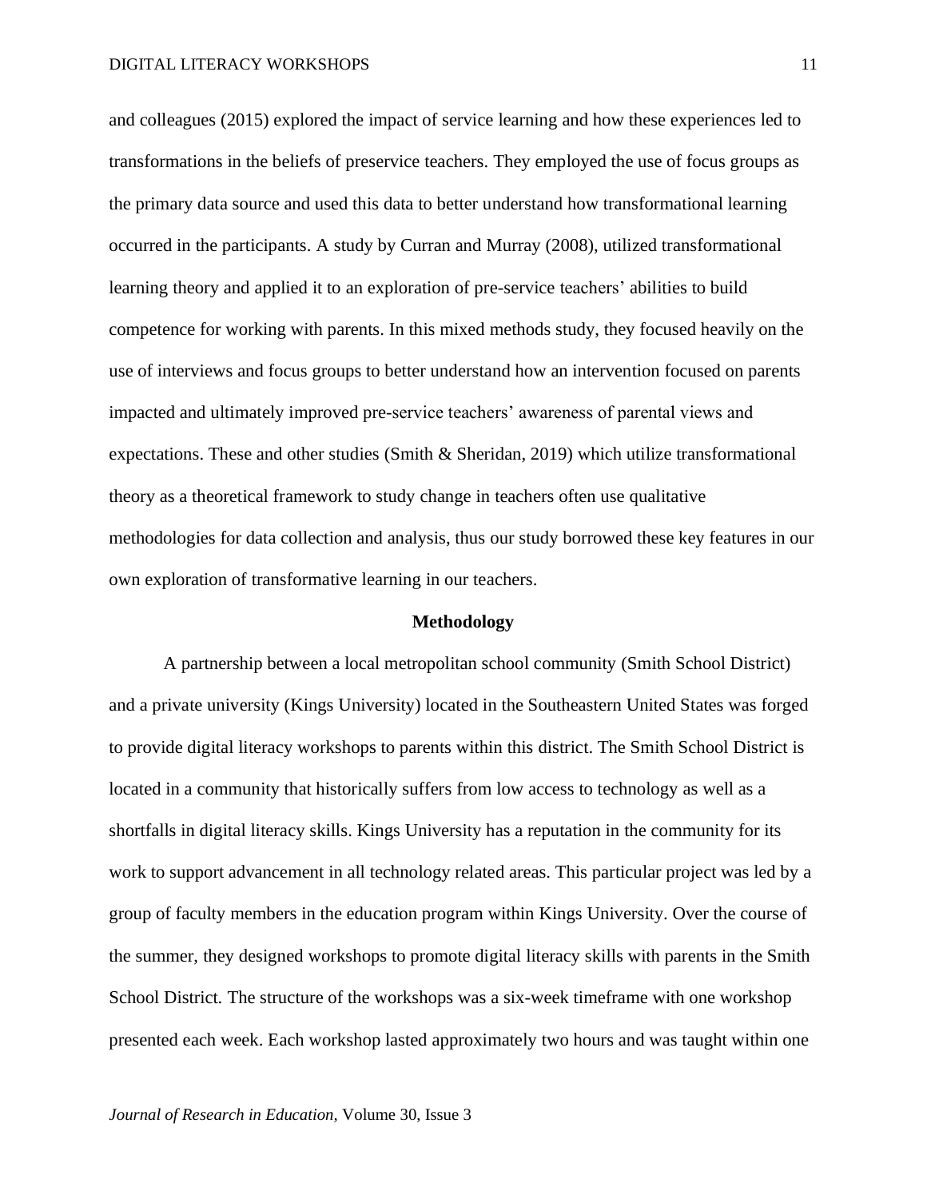and colleagues (2015) explored the impact of service learning and how these experiences led to transformations in the beliefs of preservice teachers. They employed the use of focus groups as the primary data source and used this data to better understand how transformational learning occurred in the participants. A study by Curran and Murray (2008), utilized transformational learning theory and applied it to an exploration of pre-service teachers' abilities to build competence for working with parents. In this mixed methods study, they focused heavily on the use of interviews and focus groups to better understand how an intervention focused on parents impacted and ultimately improved pre-service teachers' awareness of parental views and expectations. These and other studies (Smith & Sheridan, 2019) which utilize transformational theory as a theoretical framework to study change in teachers often use qualitative methodologies for data collection and analysis, thus our study borrowed these key features in our own exploration of transformative learning in our teachers.

## Methodology

A partnership between a local metropolitan school community (Smith School District) and a private university (Kings University) located in the Southeastern United States was forged to provide digital literacy workshops to parents within this district. The Smith School District is located in a community that historically suffers from low access to technology as well as a shortfalls in digital literacy skills. Kings University has a reputation in the community for its work to support advancement in all technology related areas. This particular project was led by a group of faculty members in the education program within Kings University. Over the course of the summer, they designed workshops to promote digital literacy skills with parents in the Smith School District. The structure of the workshops was a six-week timeframe with one workshop presented each week. Each workshop lasted approximately two hours and was taught within one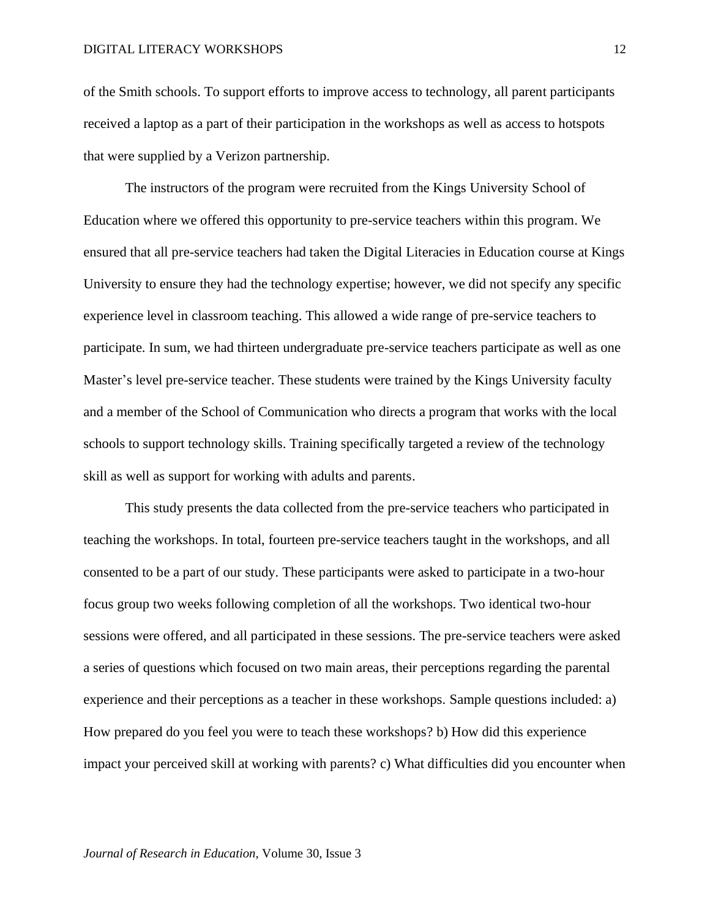of the Smith schools. To support efforts to improve access to technology, all parent participants received a laptop as a part of their participation in the workshops as well as access to hotspots that were supplied by a Verizon partnership.

The instructors of the program were recruited from the Kings University School of Education where we offered this opportunity to pre-service teachers within this program. We ensured that all pre-service teachers had taken the Digital Literacies in Education course at Kings University to ensure they had the technology expertise; however, we did not specify any specific experience level in classroom teaching. This allowed a wide range of pre-service teachers to participate. In sum, we had thirteen undergraduate pre-service teachers participate as well as one Master's level pre-service teacher. These students were trained by the Kings University faculty and a member of the School of Communication who directs a program that works with the local schools to support technology skills. Training specifically targeted a review of the technology skill as well as support for working with adults and parents.

This study presents the data collected from the pre-service teachers who participated in teaching the workshops. In total, fourteen pre-service teachers taught in the workshops, and all consented to be a part of our study. These participants were asked to participate in a two-hour focus group two weeks following completion of all the workshops. Two identical two-hour sessions were offered, and all participated in these sessions. The pre-service teachers were asked a series of questions which focused on two main areas, their perceptions regarding the parental experience and their perceptions as a teacher in these workshops. Sample questions included: a) How prepared do you feel you were to teach these workshops? b) How did this experience impact your perceived skill at working with parents? c) What difficulties did you encounter when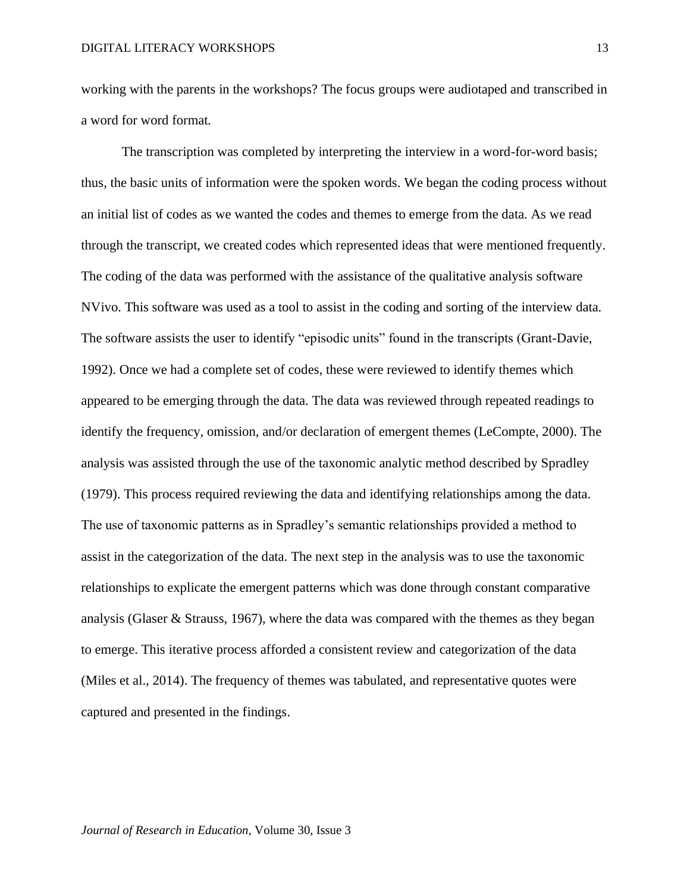working with the parents in the workshops? The focus groups were audiotaped and transcribed in a word for word format.

The transcription was completed by interpreting the interview in a word-for-word basis; thus, the basic units of information were the spoken words. We began the coding process without an initial list of codes as we wanted the codes and themes to emerge from the data. As we read through the transcript, we created codes which represented ideas that were mentioned frequently. The coding of the data was performed with the assistance of the qualitative analysis software NVivo. This software was used as a tool to assist in the coding and sorting of the interview data. The software assists the user to identify "episodic units" found in the transcripts (Grant-Davie, 1992). Once we had a complete set of codes, these were reviewed to identify themes which appeared to be emerging through the data. The data was reviewed through repeated readings to identify the frequency, omission, and/or declaration of emergent themes (LeCompte, 2000). The analysis was assisted through the use of the taxonomic analytic method described by Spradley (1979). This process required reviewing the data and identifying relationships among the data. The use of taxonomic patterns as in Spradley's semantic relationships provided a method to assist in the categorization of the data. The next step in the analysis was to use the taxonomic relationships to explicate the emergent patterns which was done through constant comparative analysis (Glaser & Strauss, 1967), where the data was compared with the themes as they began to emerge. This iterative process afforded a consistent review and categorization of the data (Miles et al., 2014). The frequency of themes was tabulated, and representative quotes were captured and presented in the findings.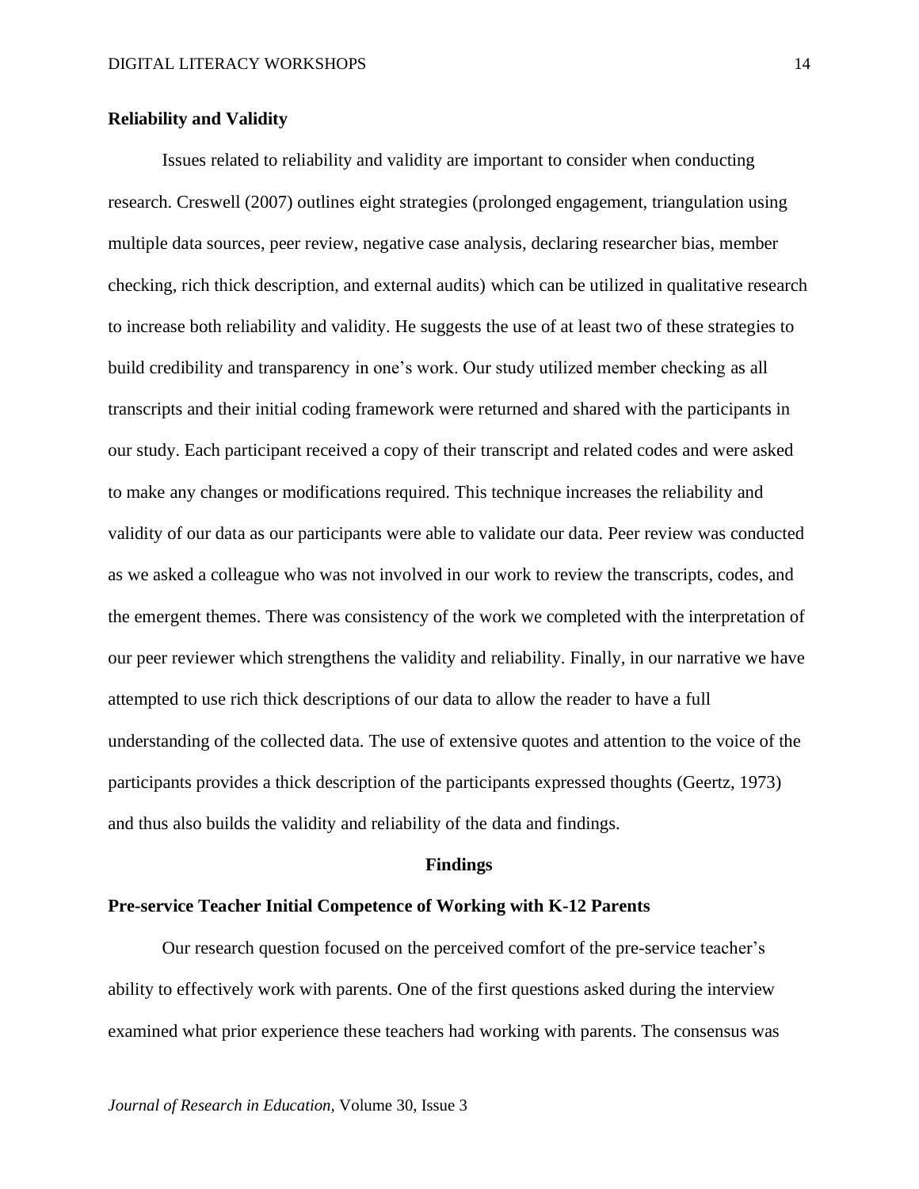## Reliability and Validity

Issues related to reliability and validity are important to consider when conducting research. Creswell (2007) outlines eight strategies (prolonged engagement, triangulation using multiple data sources, peer review, negative case analysis, declaring researcher bias, member checking, rich thick description, and external audits) which can be utilized in qualitative research to increase both reliability and validity. He suggests the use of at least two of these strategies to build credibility and transparency in one's work. Our study utilized member checking as all transcripts and their initial coding framework were returned and shared with the participants in our study. Each participant received a copy of their transcript and related codes and were asked to make any changes or modifications required. This technique increases the reliability and validity of our data as our participants were able to validate our data. Peer review was conducted as we asked a colleague who was not involved in our work to review the transcripts, codes, and the emergent themes. There was consistency of the work we completed with the interpretation of our peer reviewer which strengthens the validity and reliability. Finally, in our narrative we have attempted to use rich thick descriptions of our data to allow the reader to have a full understanding of the collected data. The use of extensive quotes and attention to the voice of the participants provides a thick description of the participants expressed thoughts (Geertz, 1973) and thus also builds the validity and reliability of the data and findings.

# Findings

## Pre-service Teacher Initial Competence of Working with K-12 Parents

Our research question focused on the perceived comfort of the pre-service teacher's ability to effectively work with parents. One of the first questions asked during the interview examined what prior experience these teachers had working with parents. The consensus was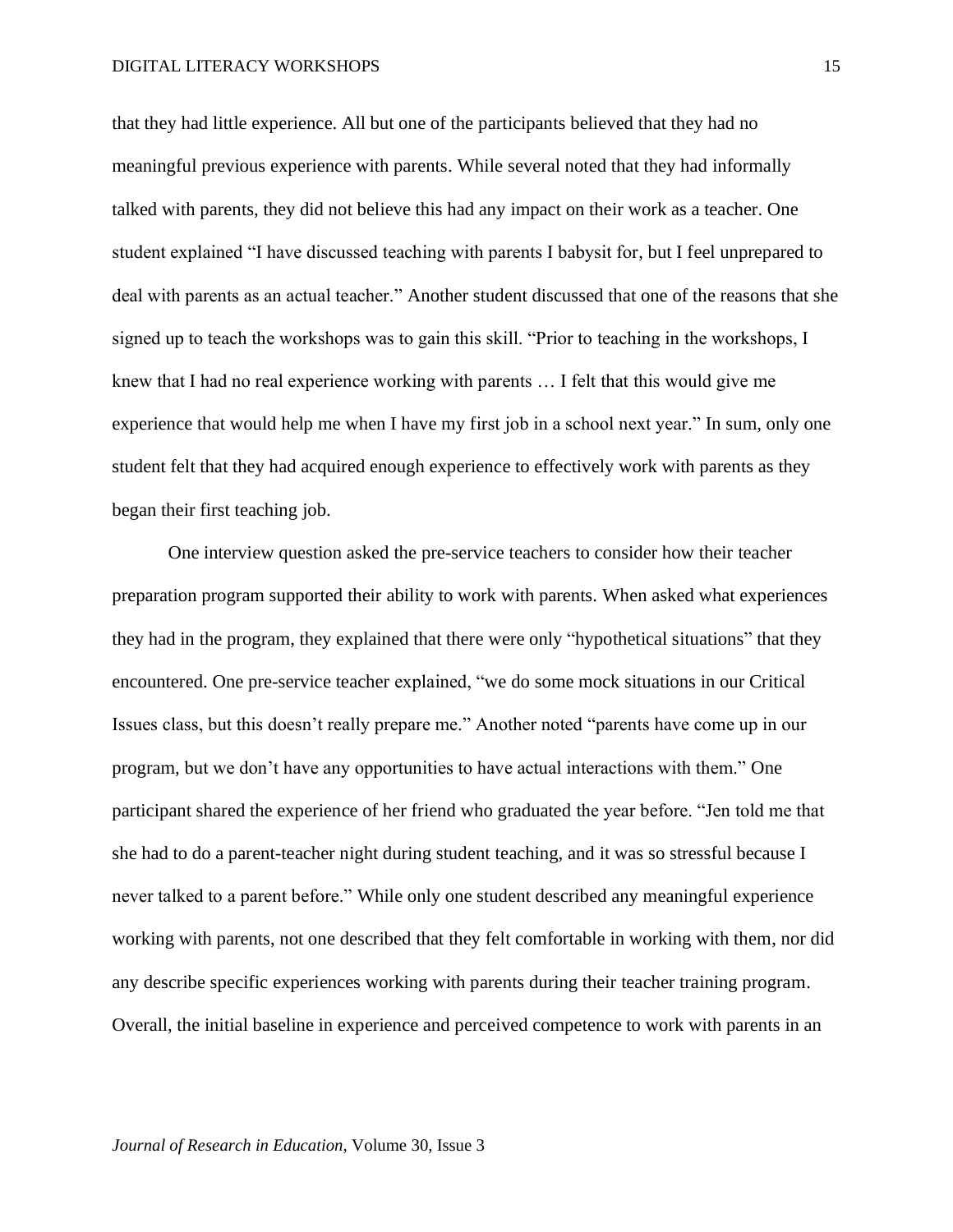that they had little experience. All but one of the participants believed that they had no meaningful previous experience with parents. While several noted that they had informally talked with parents, they did not believe this had any impact on their work as a teacher. One student explained "I have discussed teaching with parents I babysit for, but I feel unprepared to deal with parents as an actual teacher." Another student discussed that one of the reasons that she signed up to teach the workshops was to gain this skill. "Prior to teaching in the workshops, I knew that I had no real experience working with parents … I felt that this would give me experience that would help me when I have my first job in a school next year." In sum, only one student felt that they had acquired enough experience to effectively work with parents as they began their first teaching job.

One interview question asked the pre-service teachers to consider how their teacher preparation program supported their ability to work with parents. When asked what experiences they had in the program, they explained that there were only "hypothetical situations" that they encountered. One pre-service teacher explained, "we do some mock situations in our Critical Issues class, but this doesn't really prepare me." Another noted "parents have come up in our program, but we don't have any opportunities to have actual interactions with them." One participant shared the experience of her friend who graduated the year before. "Jen told me that she had to do a parent-teacher night during student teaching, and it was so stressful because I never talked to a parent before." While only one student described any meaningful experience working with parents, not one described that they felt comfortable in working with them, nor did any describe specific experiences working with parents during their teacher training program. Overall, the initial baseline in experience and perceived competence to work with parents in an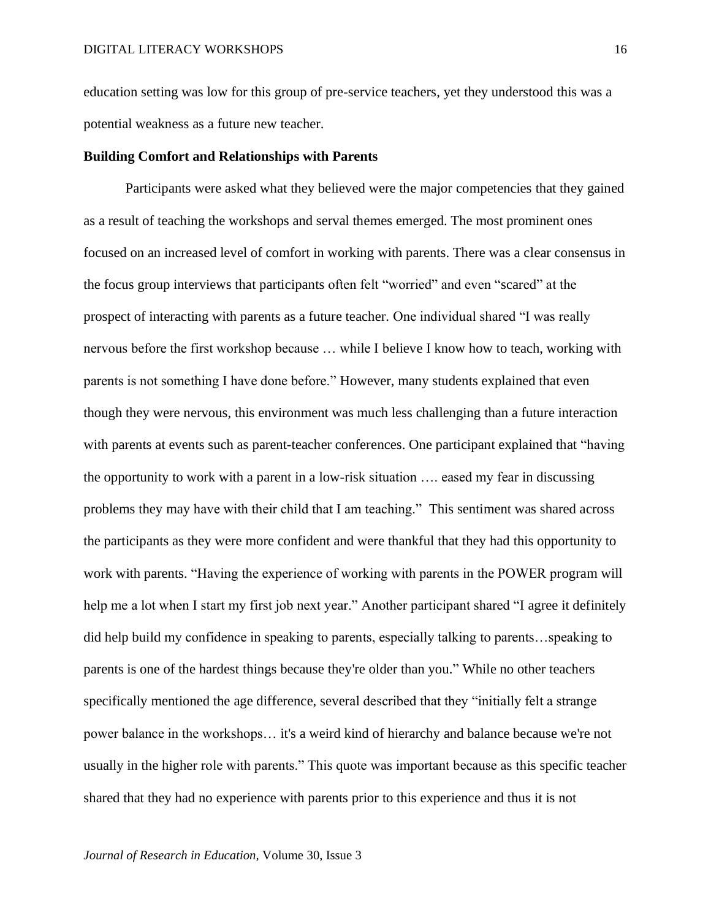education setting was low for this group of pre-service teachers, yet they understood this was a potential weakness as a future new teacher.

**Building Comfort and Relationships with Parents**

Participants were asked what they believed were the major competencies that they gained as a result of teaching the workshops and serval themes emerged. The most prominent ones focused on an increased level of comfort in working with parents. There was a clear consensus in the focus group interviews that participants often felt “worried” and even “scared” at the prospect of interacting with parents as a future teacher. One individual shared “I was really nervous before the first workshop because … while I believe I know how to teach, working with parents is not something I have done before.” However, many students explained that even though they were nervous, this environment was much less challenging than a future interaction with parents at events such as parent-teacher conferences. One participant explained that “having the opportunity to work with a parent in a low-risk situation …. eased my fear in discussing problems they may have with their child that I am teaching.” This sentiment was shared across the participants as they were more confident and were thankful that they had this opportunity to work with parents. “Having the experience of working with parents in the POWER program will help me a lot when I start my first job next year.” Another participant shared “I agree it definitely did help build my confidence in speaking to parents, especially talking to parents…speaking to parents is one of the hardest things because they're older than you.” While no other teachers specifically mentioned the age difference, several described that they “initially felt a strange power balance in the workshops… it's a weird kind of hierarchy and balance because we're not usually in the higher role with parents.” This quote was important because as this specific teacher shared that they had no experience with parents prior to this experience and thus it is not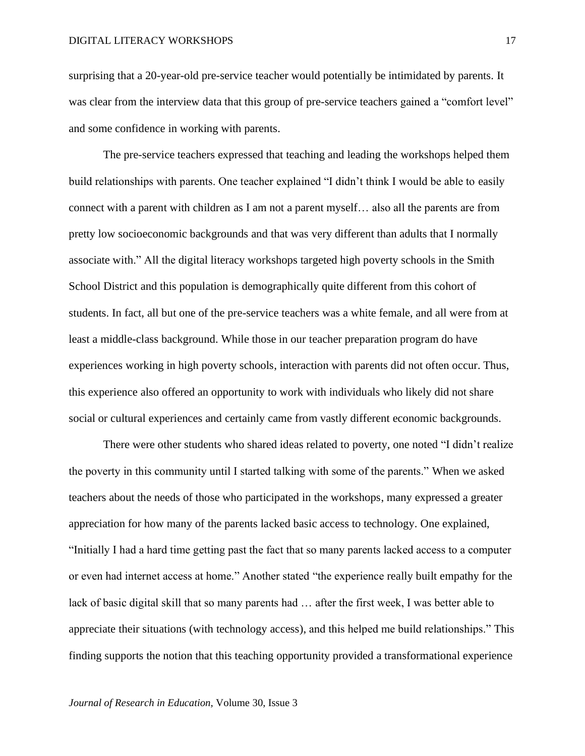surprising that a 20-year-old pre-service teacher would potentially be intimidated by parents. It was clear from the interview data that this group of pre-service teachers gained a "comfort level" and some confidence in working with parents.

The pre-service teachers expressed that teaching and leading the workshops helped them build relationships with parents. One teacher explained "I didn't think I would be able to easily connect with a parent with children as I am not a parent myself… also all the parents are from pretty low socioeconomic backgrounds and that was very different than adults that I normally associate with." All the digital literacy workshops targeted high poverty schools in the Smith School District and this population is demographically quite different from this cohort of students. In fact, all but one of the pre-service teachers was a white female, and all were from at least a middle-class background. While those in our teacher preparation program do have experiences working in high poverty schools, interaction with parents did not often occur. Thus, this experience also offered an opportunity to work with individuals who likely did not share social or cultural experiences and certainly came from vastly different economic backgrounds.

There were other students who shared ideas related to poverty, one noted "I didn't realize the poverty in this community until I started talking with some of the parents." When we asked teachers about the needs of those who participated in the workshops, many expressed a greater appreciation for how many of the parents lacked basic access to technology. One explained, "Initially I had a hard time getting past the fact that so many parents lacked access to a computer or even had internet access at home." Another stated "the experience really built empathy for the lack of basic digital skill that so many parents had … after the first week, I was better able to appreciate their situations (with technology access), and this helped me build relationships." This finding supports the notion that this teaching opportunity provided a transformational experience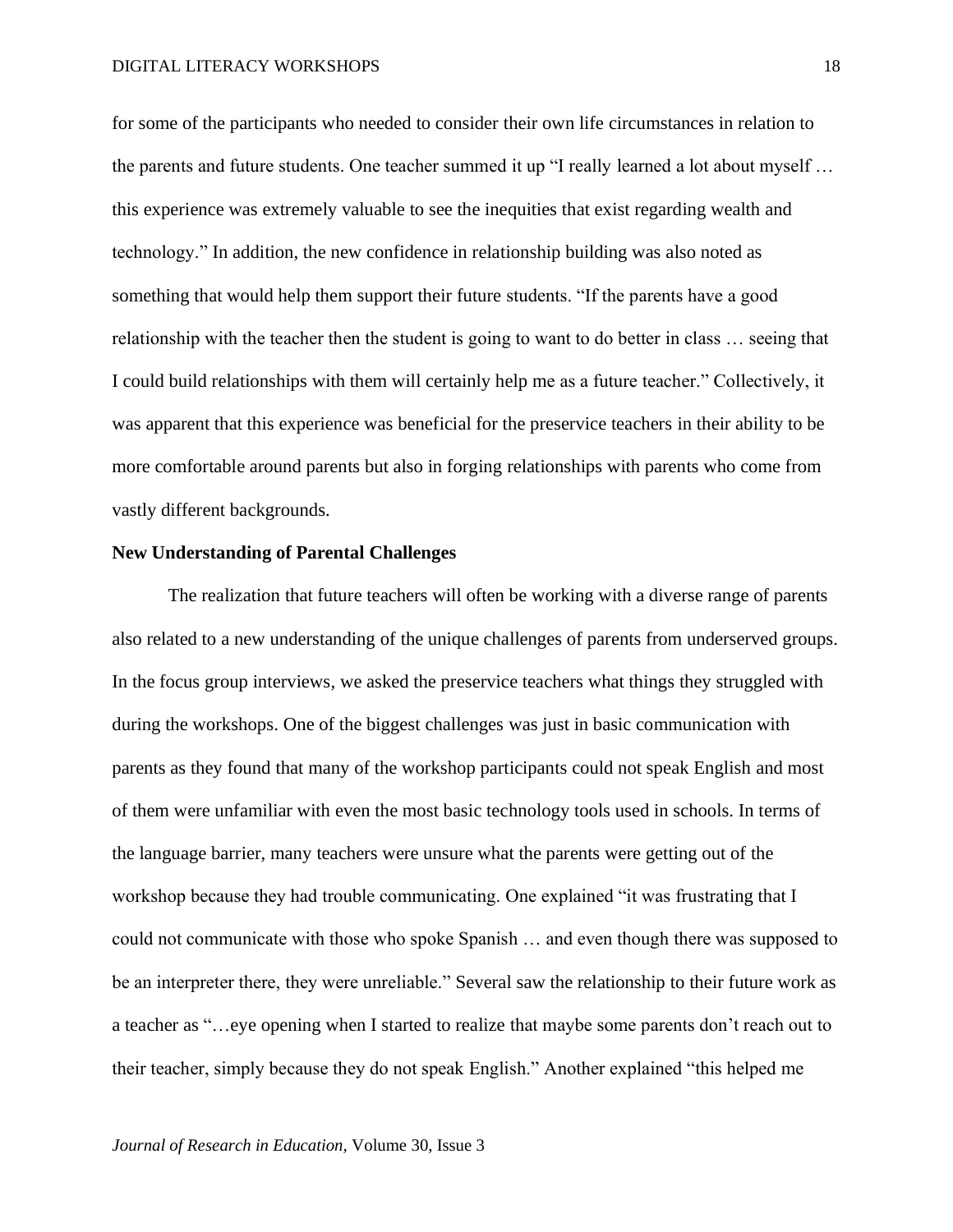for some of the participants who needed to consider their own life circumstances in relation to the parents and future students. One teacher summed it up "I really learned a lot about myself … this experience was extremely valuable to see the inequities that exist regarding wealth and technology." In addition, the new confidence in relationship building was also noted as something that would help them support their future students. "If the parents have a good relationship with the teacher then the student is going to want to do better in class … seeing that I could build relationships with them will certainly help me as a future teacher." Collectively, it was apparent that this experience was beneficial for the preservice teachers in their ability to be more comfortable around parents but also in forging relationships with parents who come from vastly different backgrounds.

**New Understanding of Parental Challenges**

The realization that future teachers will often be working with a diverse range of parents also related to a new understanding of the unique challenges of parents from underserved groups. In the focus group interviews, we asked the preservice teachers what things they struggled with during the workshops. One of the biggest challenges was just in basic communication with parents as they found that many of the workshop participants could not speak English and most of them were unfamiliar with even the most basic technology tools used in schools. In terms of the language barrier, many teachers were unsure what the parents were getting out of the workshop because they had trouble communicating. One explained "it was frustrating that I could not communicate with those who spoke Spanish … and even though there was supposed to be an interpreter there, they were unreliable." Several saw the relationship to their future work as a teacher as "…eye opening when I started to realize that maybe some parents don't reach out to their teacher, simply because they do not speak English." Another explained "this helped me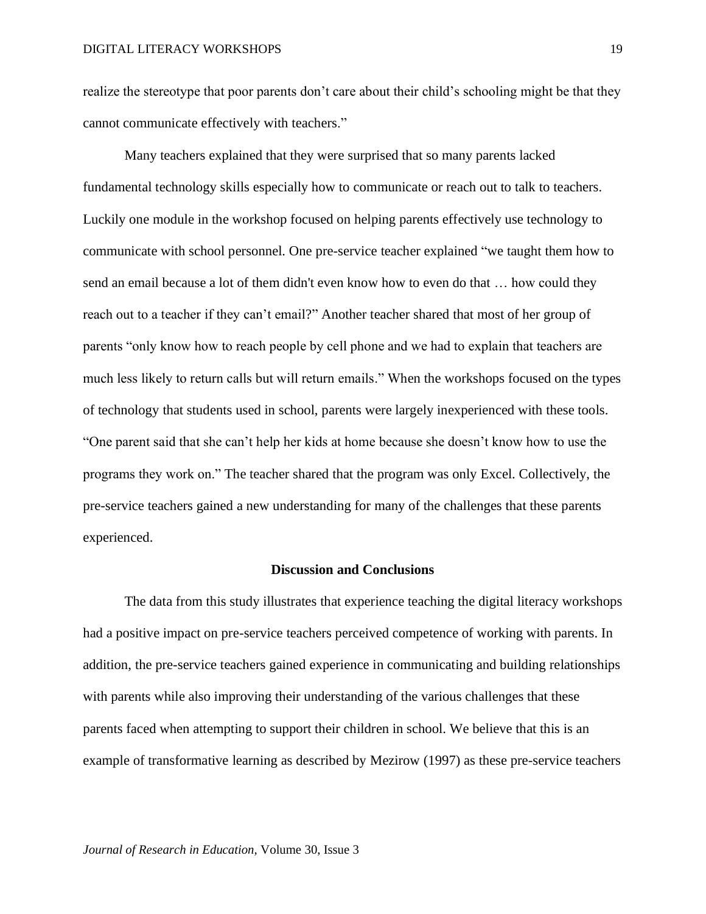realize the stereotype that poor parents don't care about their child's schooling might be that they cannot communicate effectively with teachers."

Many teachers explained that they were surprised that so many parents lacked fundamental technology skills especially how to communicate or reach out to talk to teachers. Luckily one module in the workshop focused on helping parents effectively use technology to communicate with school personnel. One pre-service teacher explained "we taught them how to send an email because a lot of them didn't even know how to even do that … how could they reach out to a teacher if they can't email?" Another teacher shared that most of her group of parents "only know how to reach people by cell phone and we had to explain that teachers are much less likely to return calls but will return emails." When the workshops focused on the types of technology that students used in school, parents were largely inexperienced with these tools. "One parent said that she can't help her kids at home because she doesn't know how to use the programs they work on." The teacher shared that the program was only Excel. Collectively, the pre-service teachers gained a new understanding for many of the challenges that these parents experienced.

## Discussion and Conclusions

The data from this study illustrates that experience teaching the digital literacy workshops had a positive impact on pre-service teachers perceived competence of working with parents. In addition, the pre-service teachers gained experience in communicating and building relationships with parents while also improving their understanding of the various challenges that these parents faced when attempting to support their children in school. We believe that this is an example of transformative learning as described by Mezirow (1997) as these pre-service teachers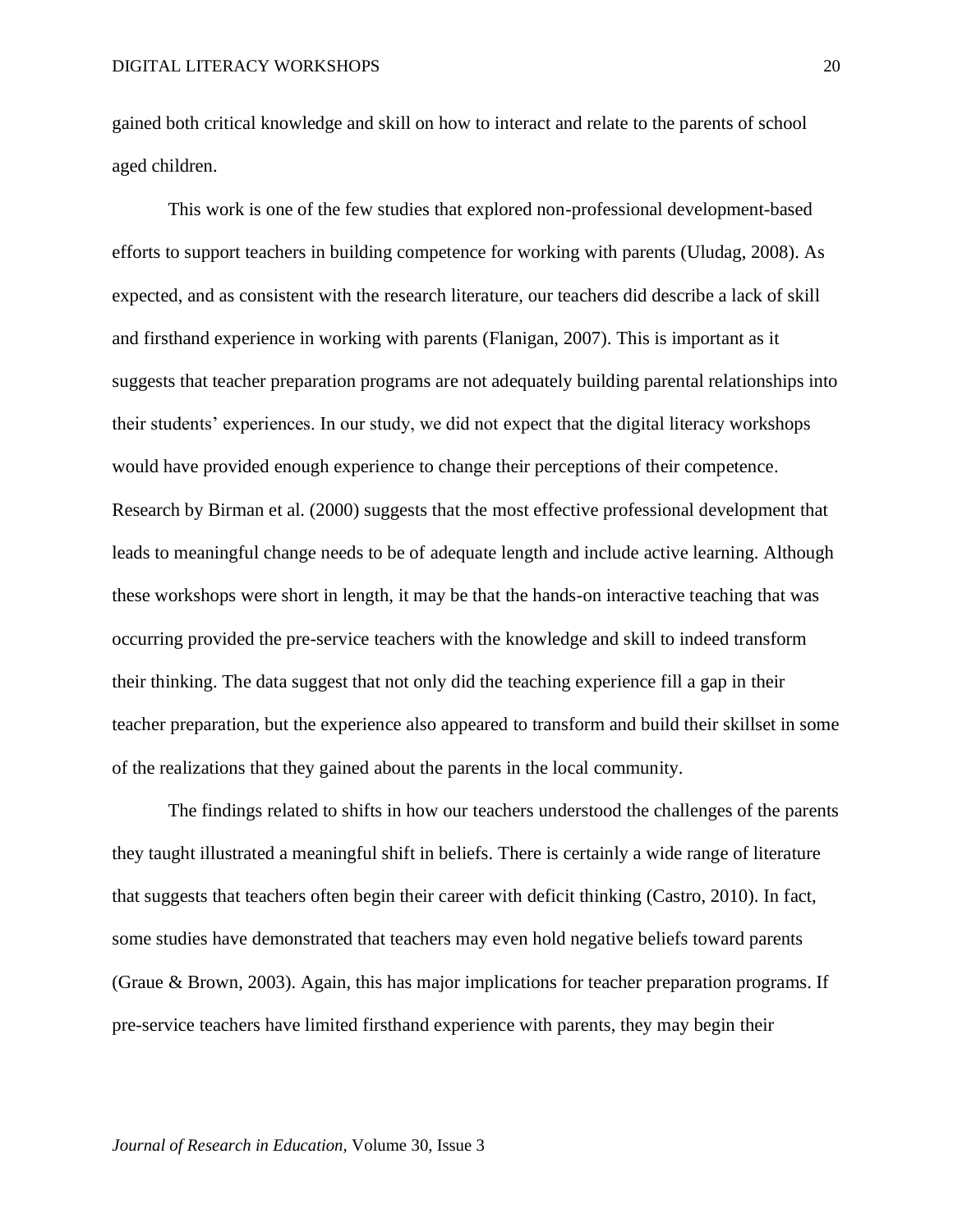gained both critical knowledge and skill on how to interact and relate to the parents of school aged children.

This work is one of the few studies that explored non-professional development-based efforts to support teachers in building competence for working with parents (Uludag, 2008). As expected, and as consistent with the research literature, our teachers did describe a lack of skill and firsthand experience in working with parents (Flanigan, 2007). This is important as it suggests that teacher preparation programs are not adequately building parental relationships into their students' experiences. In our study, we did not expect that the digital literacy workshops would have provided enough experience to change their perceptions of their competence. Research by Birman et al. (2000) suggests that the most effective professional development that leads to meaningful change needs to be of adequate length and include active learning. Although these workshops were short in length, it may be that the hands-on interactive teaching that was occurring provided the pre-service teachers with the knowledge and skill to indeed transform their thinking. The data suggest that not only did the teaching experience fill a gap in their teacher preparation, but the experience also appeared to transform and build their skillset in some of the realizations that they gained about the parents in the local community.

The findings related to shifts in how our teachers understood the challenges of the parents they taught illustrated a meaningful shift in beliefs. There is certainly a wide range of literature that suggests that teachers often begin their career with deficit thinking (Castro, 2010). In fact, some studies have demonstrated that teachers may even hold negative beliefs toward parents (Graue & Brown, 2003). Again, this has major implications for teacher preparation programs. If pre-service teachers have limited firsthand experience with parents, they may begin their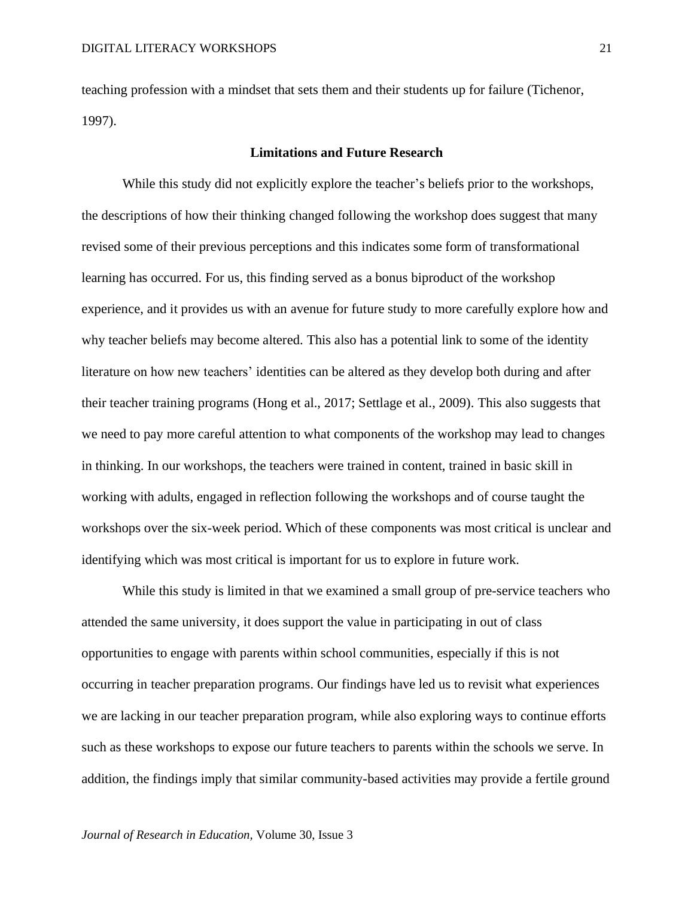teaching profession with a mindset that sets them and their students up for failure (Tichenor, 1997).

## Limitations and Future Research

While this study did not explicitly explore the teacher's beliefs prior to the workshops, the descriptions of how their thinking changed following the workshop does suggest that many revised some of their previous perceptions and this indicates some form of transformational learning has occurred. For us, this finding served as a bonus biproduct of the workshop experience, and it provides us with an avenue for future study to more carefully explore how and why teacher beliefs may become altered. This also has a potential link to some of the identity literature on how new teachers' identities can be altered as they develop both during and after their teacher training programs (Hong et al., 2017; Settlage et al., 2009). This also suggests that we need to pay more careful attention to what components of the workshop may lead to changes in thinking. In our workshops, the teachers were trained in content, trained in basic skill in working with adults, engaged in reflection following the workshops and of course taught the workshops over the six-week period. Which of these components was most critical is unclear and identifying which was most critical is important for us to explore in future work.

While this study is limited in that we examined a small group of pre-service teachers who attended the same university, it does support the value in participating in out of class opportunities to engage with parents within school communities, especially if this is not occurring in teacher preparation programs. Our findings have led us to revisit what experiences we are lacking in our teacher preparation program, while also exploring ways to continue efforts such as these workshops to expose our future teachers to parents within the schools we serve. In addition, the findings imply that similar community-based activities may provide a fertile ground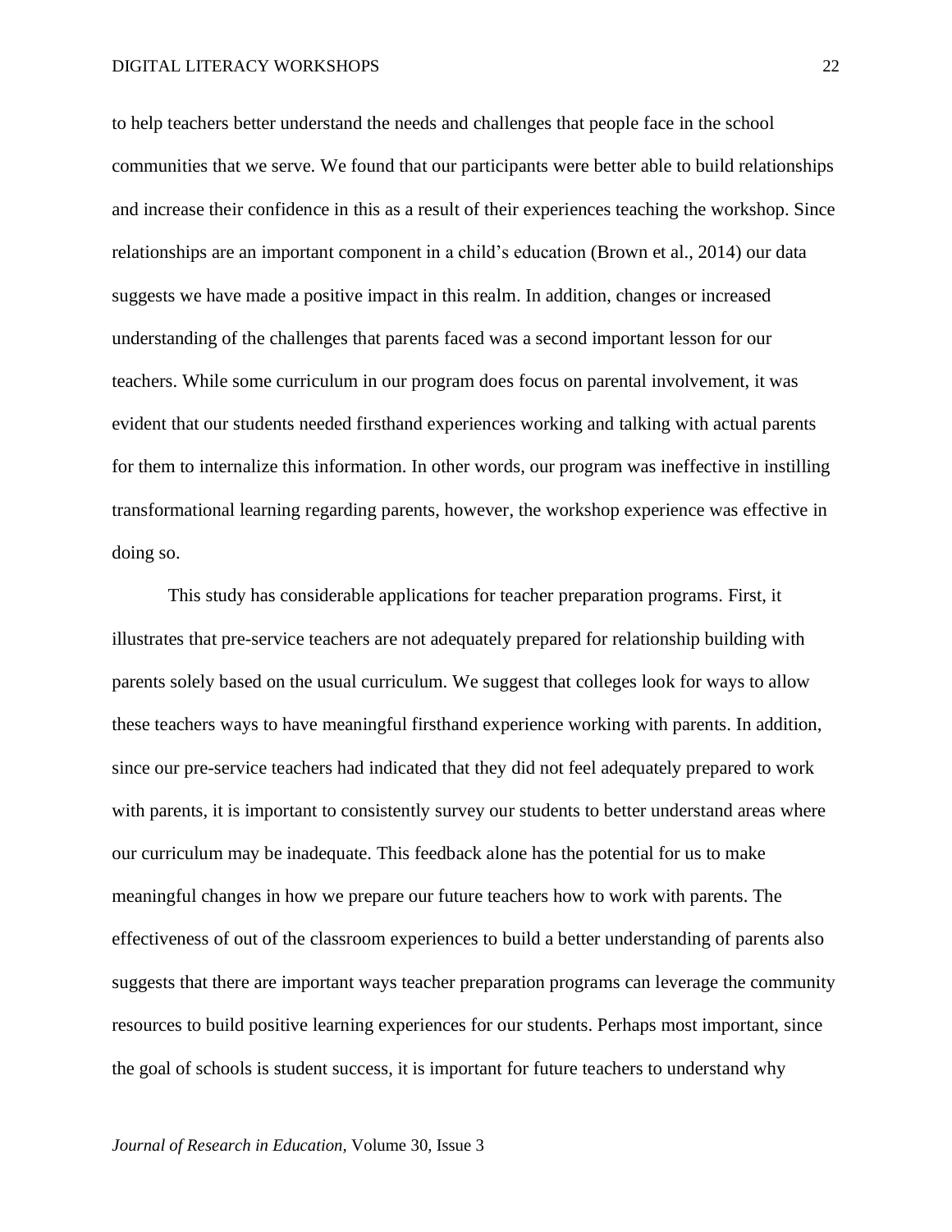to help teachers better understand the needs and challenges that people face in the school communities that we serve. We found that our participants were better able to build relationships and increase their confidence in this as a result of their experiences teaching the workshop. Since relationships are an important component in a child's education (Brown et al., 2014) our data suggests we have made a positive impact in this realm. In addition, changes or increased understanding of the challenges that parents faced was a second important lesson for our teachers. While some curriculum in our program does focus on parental involvement, it was evident that our students needed firsthand experiences working and talking with actual parents for them to internalize this information. In other words, our program was ineffective in instilling transformational learning regarding parents, however, the workshop experience was effective in doing so.

This study has considerable applications for teacher preparation programs. First, it illustrates that pre-service teachers are not adequately prepared for relationship building with parents solely based on the usual curriculum. We suggest that colleges look for ways to allow these teachers ways to have meaningful firsthand experience working with parents. In addition, since our pre-service teachers had indicated that they did not feel adequately prepared to work with parents, it is important to consistently survey our students to better understand areas where our curriculum may be inadequate. This feedback alone has the potential for us to make meaningful changes in how we prepare our future teachers how to work with parents. The effectiveness of out of the classroom experiences to build a better understanding of parents also suggests that there are important ways teacher preparation programs can leverage the community resources to build positive learning experiences for our students. Perhaps most important, since the goal of schools is student success, it is important for future teachers to understand why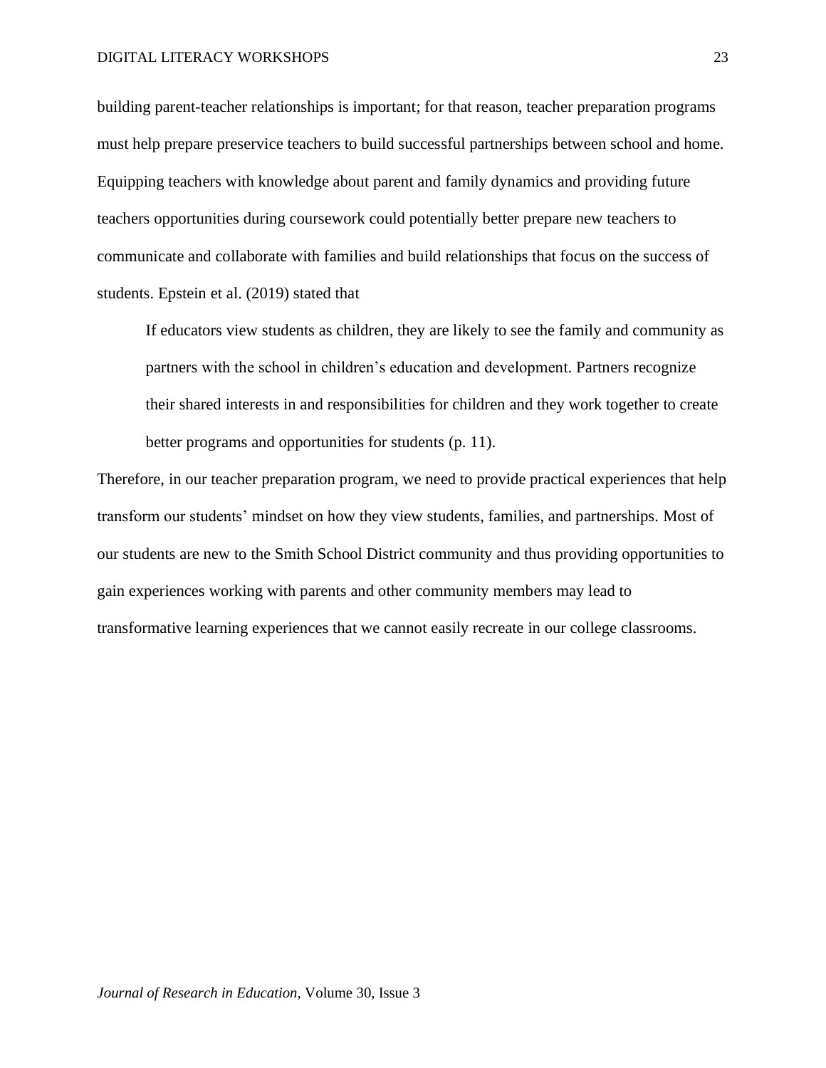building parent-teacher relationships is important; for that reason, teacher preparation programs must help prepare preservice teachers to build successful partnerships between school and home. Equipping teachers with knowledge about parent and family dynamics and providing future teachers opportunities during coursework could potentially better prepare new teachers to communicate and collaborate with families and build relationships that focus on the success of students. Epstein et al. (2019) stated that

> If educators view students as children, they are likely to see the family and community as partners with the school in children's education and development. Partners recognize their shared interests in and responsibilities for children and they work together to create better programs and opportunities for students (p. 11).

Therefore, in our teacher preparation program, we need to provide practical experiences that help transform our students' mindset on how they view students, families, and partnerships. Most of our students are new to the Smith School District community and thus providing opportunities to gain experiences working with parents and other community members may lead to transformative learning experiences that we cannot easily recreate in our college classrooms.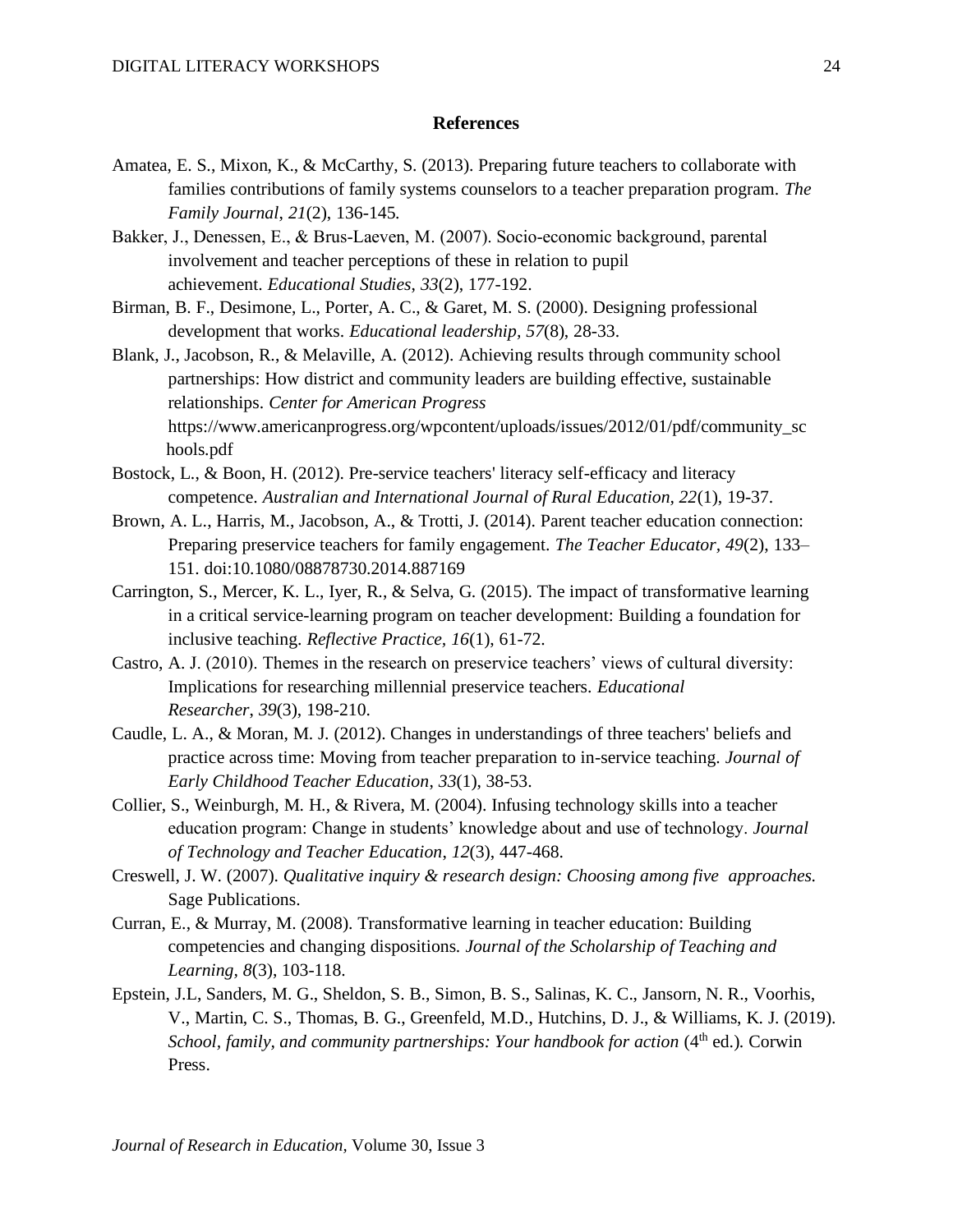## References

Amatea, E. S., Mixon, K., & McCarthy, S. (2013). Preparing future teachers to collaborate with families contributions of family systems counselors to a teacher preparation program. *The Family Journal*, *21*(2), 136-145.

Bakker, J., Denessen, E., & Brus-Laeven, M. (2007). Socio-economic background, parental involvement and teacher perceptions of these in relation to pupil achievement. *Educational Studies*, *33*(2), 177-192.

Birman, B. F., Desimone, L., Porter, A. C., & Garet, M. S. (2000). Designing professional development that works. *Educational leadership, 57*(8), 28-33.

Blank, J., Jacobson, R., & Melaville, A. (2012). Achieving results through community school partnerships: How district and community leaders are building effective, sustainable relationships. *Center for American Progress* https://www.americanprogress.org/wpcontent/uploads/issues/2012/01/pdf/community_schools.pdf

Bostock, L., & Boon, H. (2012). Pre-service teachers' literacy self-efficacy and literacy competence. *Australian and International Journal of Rural Education*, *22*(1), 19-37.

Brown, A. L., Harris, M., Jacobson, A., & Trotti, J. (2014). Parent teacher education connection: Preparing preservice teachers for family engagement. *The Teacher Educator*, *49*(2), 133–151. doi:10.1080/08878730.2014.887169

Carrington, S., Mercer, K. L., Iyer, R., & Selva, G. (2015). The impact of transformative learning in a critical service-learning program on teacher development: Building a foundation for inclusive teaching. *Reflective Practice, 16*(1), 61-72.

Castro, A. J. (2010). Themes in the research on preservice teachers' views of cultural diversity: Implications for researching millennial preservice teachers. *Educational Researcher*, *39*(3), 198-210.

Caudle, L. A., & Moran, M. J. (2012). Changes in understandings of three teachers' beliefs and practice across time: Moving from teacher preparation to in-service teaching. *Journal of Early Childhood Teacher Education*, *33*(1), 38-53.

Collier, S., Weinburgh, M. H., & Rivera, M. (2004). Infusing technology skills into a teacher education program: Change in students' knowledge about and use of technology. *Journal of Technology and Teacher Education*, *12*(3), 447-468.

Creswell, J. W. (2007). *Qualitative inquiry & research design: Choosing among five approaches.* Sage Publications.

Curran, E., & Murray, M. (2008). Transformative learning in teacher education: Building competencies and changing dispositions. *Journal of the Scholarship of Teaching and Learning*, *8*(3), 103-118.

Epstein, J.L, Sanders, M. G., Sheldon, S. B., Simon, B. S., Salinas, K. C., Jansorn, N. R., Voorhis, V., Martin, C. S., Thomas, B. G., Greenfeld, M.D., Hutchins, D. J., & Williams, K. J. (2019). *School, family, and community partnerships: Your handbook for action* (4th ed.). Corwin Press.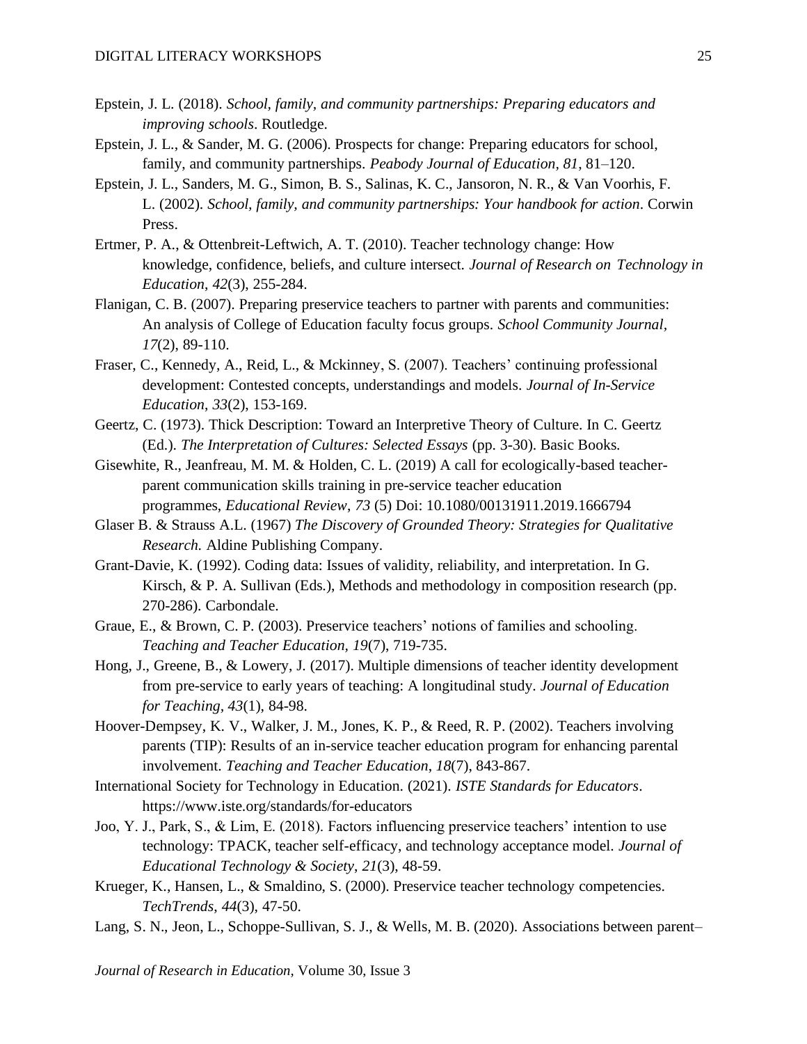Epstein, J. L. (2018). *School, family, and community partnerships: Preparing educators and improving schools*. Routledge.

Epstein, J. L., & Sander, M. G. (2006). Prospects for change: Preparing educators for school, family, and community partnerships. *Peabody Journal of Education, 81*, 81–120.

Epstein, J. L., Sanders, M. G., Simon, B. S., Salinas, K. C., Jansoron, N. R., & Van Voorhis, F. L. (2002). *School, family, and community partnerships: Your handbook for action*. Corwin Press.

Ertmer, P. A., & Ottenbreit-Leftwich, A. T. (2010). Teacher technology change: How knowledge, confidence, beliefs, and culture intersect. *Journal of Research on Technology in Education*, *42*(3), 255-284.

Flanigan, C. B. (2007). Preparing preservice teachers to partner with parents and communities: An analysis of College of Education faculty focus groups. *School Community Journal*, *17*(2), 89-110.

Fraser, C., Kennedy, A., Reid, L., & Mckinney, S. (2007). Teachers' continuing professional development: Contested concepts, understandings and models. *Journal of In-Service Education*, *33*(2), 153-169.

Geertz, C. (1973). Thick Description: Toward an Interpretive Theory of Culture. In C. Geertz (Ed.). *The Interpretation of Cultures: Selected Essays* (pp. 3-30). Basic Books.

Gisewhite, R., Jeanfreau, M. M. & Holden, C. L. (2019) A call for ecologically-based teacher-parent communication skills training in pre-service teacher education programmes, *Educational Review*, *73* (5) Doi: 10.1080/00131911.2019.1666794

Glaser B. & Strauss A.L. (1967) *The Discovery of Grounded Theory: Strategies for Qualitative Research.* Aldine Publishing Company.

Grant-Davie, K. (1992). Coding data: Issues of validity, reliability, and interpretation. In G. Kirsch, & P. A. Sullivan (Eds.), Methods and methodology in composition research (pp. 270-286). Carbondale.

Graue, E., & Brown, C. P. (2003). Preservice teachers' notions of families and schooling. *Teaching and Teacher Education*, *19*(7), 719-735.

Hong, J., Greene, B., & Lowery, J. (2017). Multiple dimensions of teacher identity development from pre-service to early years of teaching: A longitudinal study. *Journal of Education for Teaching*, *43*(1), 84-98.

Hoover-Dempsey, K. V., Walker, J. M., Jones, K. P., & Reed, R. P. (2002). Teachers involving parents (TIP): Results of an in-service teacher education program for enhancing parental involvement. *Teaching and Teacher Education*, *18*(7), 843-867.

International Society for Technology in Education. (2021). *ISTE Standards for Educators*. https://www.iste.org/standards/for-educators

Joo, Y. J., Park, S., & Lim, E. (2018). Factors influencing preservice teachers' intention to use technology: TPACK, teacher self-efficacy, and technology acceptance model. *Journal of Educational Technology & Society*, *21*(3), 48-59.

Krueger, K., Hansen, L., & Smaldino, S. (2000). Preservice teacher technology competencies. *TechTrends*, *44*(3), 47-50.

Lang, S. N., Jeon, L., Schoppe-Sullivan, S. J., & Wells, M. B. (2020). Associations between parent–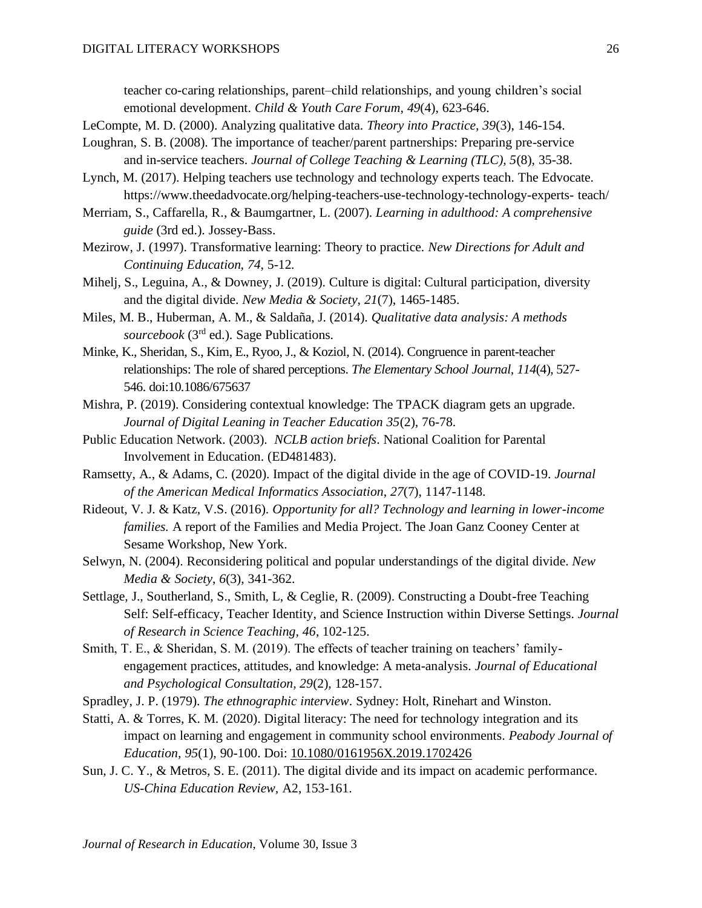teacher co-caring relationships, parent–child relationships, and young children's social emotional development. *Child & Youth Care Forum, 49*(4), 623-646.

LeCompte, M. D. (2000). Analyzing qualitative data. *Theory into Practice*, *39*(3), 146-154.

Loughran, S. B. (2008). The importance of teacher/parent partnerships: Preparing pre-service and in-service teachers. *Journal of College Teaching & Learning (TLC), 5*(8), 35-38.

Lynch, M. (2017). Helping teachers use technology and technology experts teach. The Edvocate. https://www.theedadvocate.org/helping-teachers-use-technology-technology-experts- teach/

Merriam, S., Caffarella, R., & Baumgartner, L. (2007). *Learning in adulthood: A comprehensive guide* (3rd ed.). Jossey-Bass.

Mezirow, J. (1997). Transformative learning: Theory to practice. *New Directions for Adult and Continuing Education*, *74*, 5-12.

Mihelj, S., Leguina, A., & Downey, J. (2019). Culture is digital: Cultural participation, diversity and the digital divide. *New Media & Society*, *21*(7), 1465-1485.

Miles, M. B., Huberman, A. M., & Saldaña, J. (2014). *Qualitative data analysis: A methods sourcebook* (3rd ed.). Sage Publications.

Minke, K., Sheridan, S., Kim, E., Ryoo, J., & Koziol, N. (2014). Congruence in parent-teacher relationships: The role of shared perceptions. *The Elementary School Journal, 114*(4), 527-546. doi:10.1086/675637

Mishra, P. (2019). Considering contextual knowledge: The TPACK diagram gets an upgrade. *Journal of Digital Leaning in Teacher Education 35*(2), 76-78.

Public Education Network. (2003). *NCLB action briefs*. National Coalition for Parental Involvement in Education. (ED481483).

Ramsetty, A., & Adams, C. (2020). Impact of the digital divide in the age of COVID-19. *Journal of the American Medical Informatics Association*, *27*(7), 1147-1148.

Rideout, V. J. & Katz, V.S. (2016). *Opportunity for all? Technology and learning in lower-income families.* A report of the Families and Media Project. The Joan Ganz Cooney Center at Sesame Workshop, New York.

Selwyn, N. (2004). Reconsidering political and popular understandings of the digital divide. *New Media & Society*, *6*(3), 341-362.

Settlage, J., Southerland, S., Smith, L, & Ceglie, R. (2009). Constructing a Doubt-free Teaching Self: Self-efficacy, Teacher Identity, and Science Instruction within Diverse Settings. *Journal of Research in Science Teaching*, *46*, 102-125.

Smith, T. E., & Sheridan, S. M. (2019). The effects of teacher training on teachers' family-engagement practices, attitudes, and knowledge: A meta-analysis. *Journal of Educational and Psychological Consultation*, *29*(2), 128-157.

Spradley, J. P. (1979). *The ethnographic interview*. Sydney: Holt, Rinehart and Winston.

Statti, A. & Torres, K. M. (2020). Digital literacy: The need for technology integration and its impact on learning and engagement in community school environments. *Peabody Journal of Education*, *95*(1), 90-100. Doi: 10.1080/0161956X.2019.1702426

Sun, J. C. Y., & Metros, S. E. (2011). The digital divide and its impact on academic performance. *US-China Education Review*, A2, 153-161.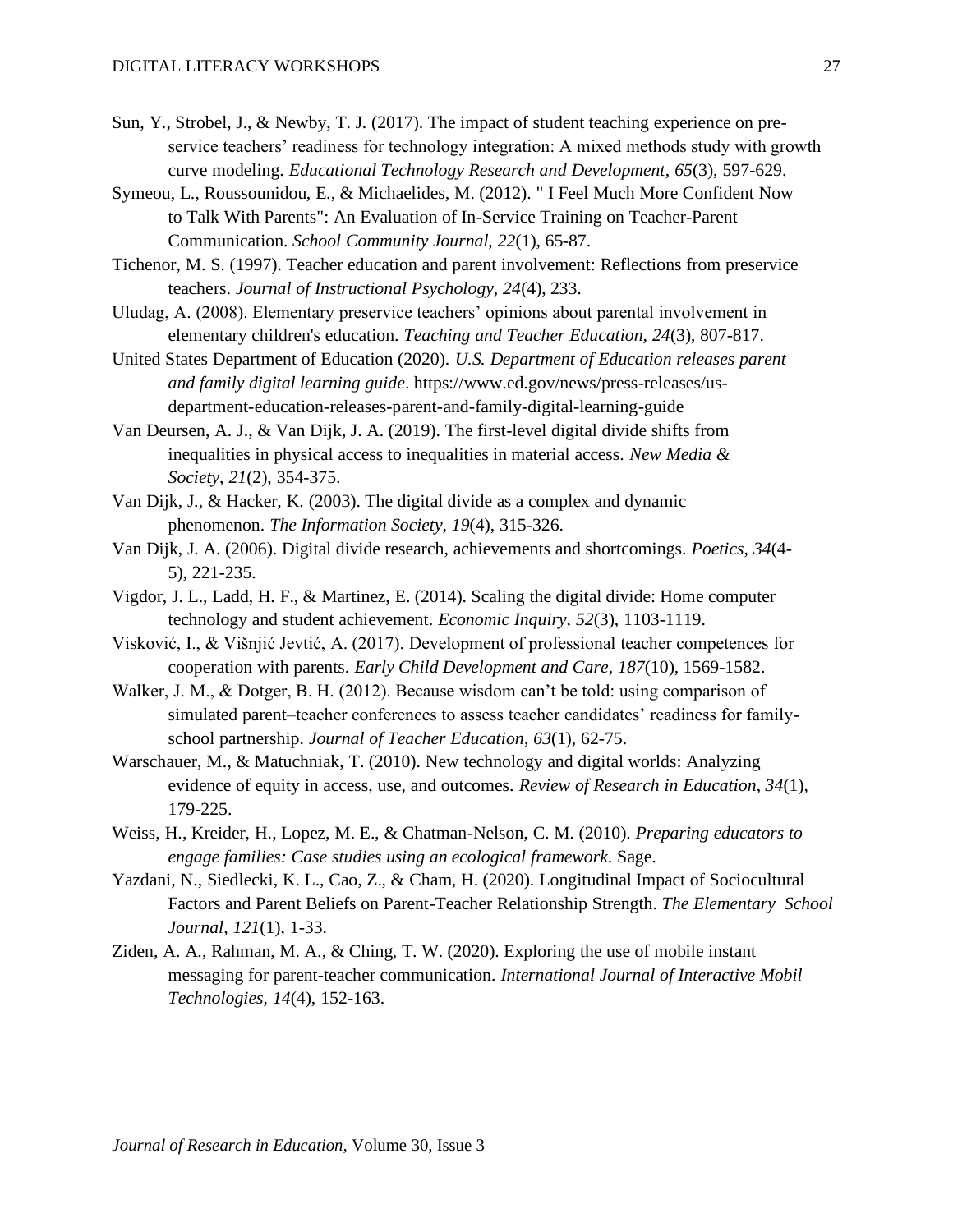Sun, Y., Strobel, J., & Newby, T. J. (2017). The impact of student teaching experience on pre-service teachers' readiness for technology integration: A mixed methods study with growth curve modeling. *Educational Technology Research and Development*, *65*(3), 597-629.

Symeou, L., Roussounidou, E., & Michaelides, M. (2012). " I Feel Much More Confident Now to Talk With Parents": An Evaluation of In-Service Training on Teacher-Parent Communication. *School Community Journal*, *22*(1), 65-87.

Tichenor, M. S. (1997). Teacher education and parent involvement: Reflections from preservice teachers. *Journal of Instructional Psychology*, *24*(4), 233.

Uludag, A. (2008). Elementary preservice teachers' opinions about parental involvement in elementary children's education. *Teaching and Teacher Education, 24*(3), 807-817.

United States Department of Education (2020). *U.S. Department of Education releases parent and family digital learning guide*. https://www.ed.gov/news/press-releases/us-department-education-releases-parent-and-family-digital-learning-guide

Van Deursen, A. J., & Van Dijk, J. A. (2019). The first-level digital divide shifts from inequalities in physical access to inequalities in material access. *New Media & Society*, *21*(2), 354-375.

Van Dijk, J., & Hacker, K. (2003). The digital divide as a complex and dynamic phenomenon. *The Information Society*, *19*(4), 315-326.

Van Dijk, J. A. (2006). Digital divide research, achievements and shortcomings. *Poetics*, *34*(4-5), 221-235.

Vigdor, J. L., Ladd, H. F., & Martinez, E. (2014). Scaling the digital divide: Home computer technology and student achievement. *Economic Inquiry*, *52*(3), 1103-1119.

Visković, I., & Višnjić Jevtić, A. (2017). Development of professional teacher competences for cooperation with parents. *Early Child Development and Care*, *187*(10), 1569-1582.

Walker, J. M., & Dotger, B. H. (2012). Because wisdom can't be told: using comparison of simulated parent–teacher conferences to assess teacher candidates' readiness for family-school partnership. *Journal of Teacher Education*, *63*(1), 62-75.

Warschauer, M., & Matuchniak, T. (2010). New technology and digital worlds: Analyzing evidence of equity in access, use, and outcomes. *Review of Research in Education*, *34*(1), 179-225.

Weiss, H., Kreider, H., Lopez, M. E., & Chatman-Nelson, C. M. (2010). *Preparing educators to engage families: Case studies using an ecological framework*. Sage.

Yazdani, N., Siedlecki, K. L., Cao, Z., & Cham, H. (2020). Longitudinal Impact of Sociocultural Factors and Parent Beliefs on Parent-Teacher Relationship Strength. *The Elementary School Journal, 121*(1), 1-33.

Ziden, A. A., Rahman, M. A., & Ching, T. W. (2020). Exploring the use of mobile instant messaging for parent-teacher communication. *International Journal of Interactive Mobil Technologies*, *14*(4), 152-163.